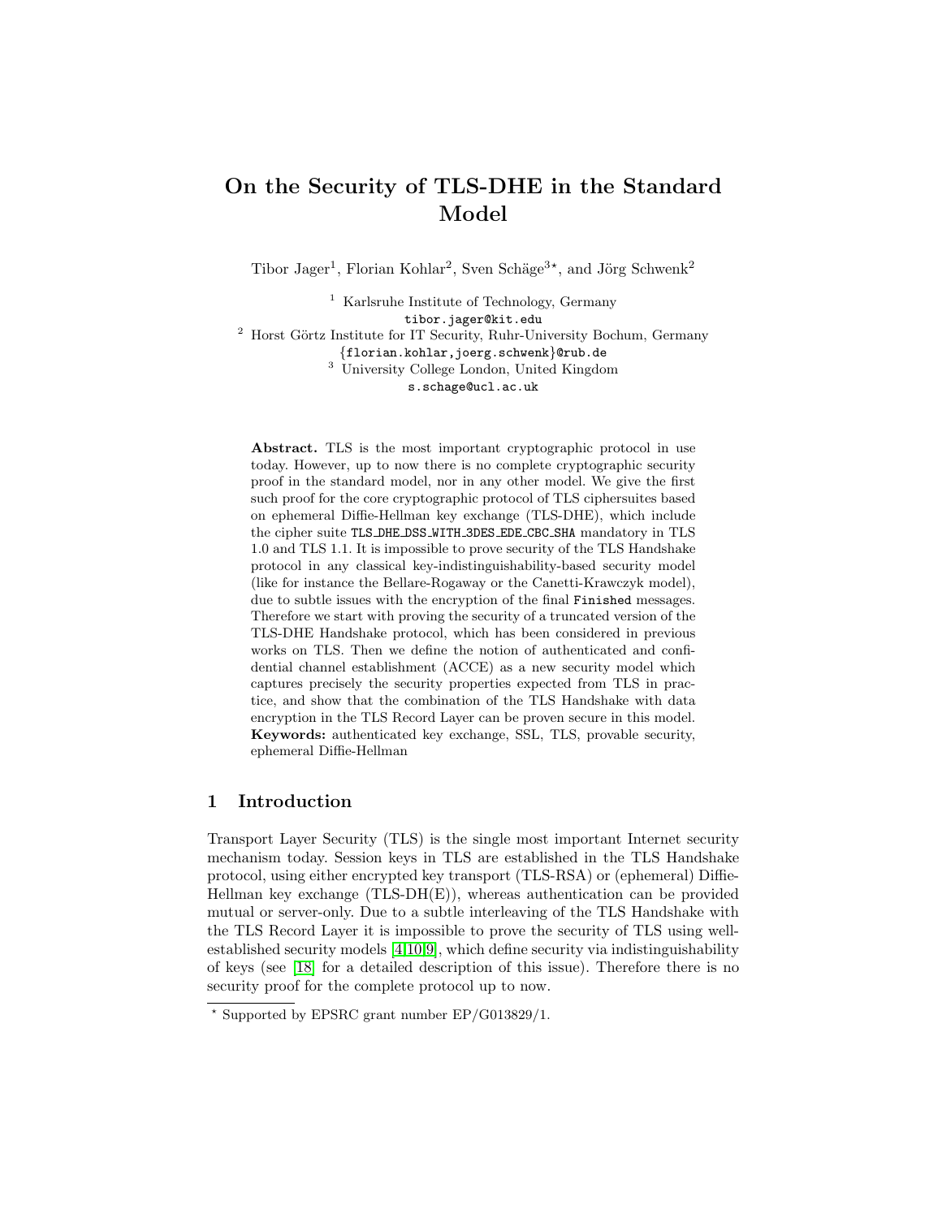# On the Security of TLS-DHE in the Standard Model

Tibor Jager[1], Florian Kohlar[2], Sven Schäge[3⋆], and Jörg Schwenk[2]

[1] Karlsruhe Institute of Technology, Germany
tibor.jager@kit.edu

[2] Horst Görtz Institute for IT Security, Ruhr-University Bochum, Germany
{florian.kohlar,joerg.schwenk}@rub.de

[3] University College London, United Kingdom
s.schage@ucl.ac.uk

**Abstract.** TLS is the most important cryptographic protocol in use today. However, up to now there is no complete cryptographic security proof in the standard model, nor in any other model. We give the first such proof for the core cryptographic protocol of TLS ciphersuites based on ephemeral Diffie-Hellman key exchange (TLS-DHE), which include the cipher suite `TLS_DHE_DSS_WITH_3DES_EDE_CBC_SHA` mandatory in TLS 1.0 and TLS 1.1. It is impossible to prove security of the TLS Handshake protocol in any classical key-indistinguishability-based security model (like for instance the Bellare-Rogaway or the Canetti-Krawczyk model), due to subtle issues with the encryption of the final `Finished` messages. Therefore we start with proving the security of a truncated version of the TLS-DHE Handshake protocol, which has been considered in previous works on TLS. Then we define the notion of authenticated and confidential channel establishment (ACCE) as a new security model which captures precisely the security properties expected from TLS in practice, and show that the combination of the TLS Handshake with data encryption in the TLS Record Layer can be proven secure in this model.

**Keywords:** authenticated key exchange, SSL, TLS, provable security, ephemeral Diffie-Hellman

## 1 Introduction

Transport Layer Security (TLS) is the single most important Internet security mechanism today. Session keys in TLS are established in the TLS Handshake protocol, using either encrypted key transport (TLS-RSA) or (ephemeral) Diffie-Hellman key exchange (TLS-DH(E)), whereas authentication can be provided mutual or server-only. Due to a subtle interleaving of the TLS Handshake with the TLS Record Layer it is impossible to prove the security of TLS using well-established security models [4,10,9], which define security via indistinguishability of keys (see [18] for a detailed description of this issue). Therefore there is no security proof for the complete protocol up to now.

⋆ Supported by EPSRC grant number EP/G013829/1.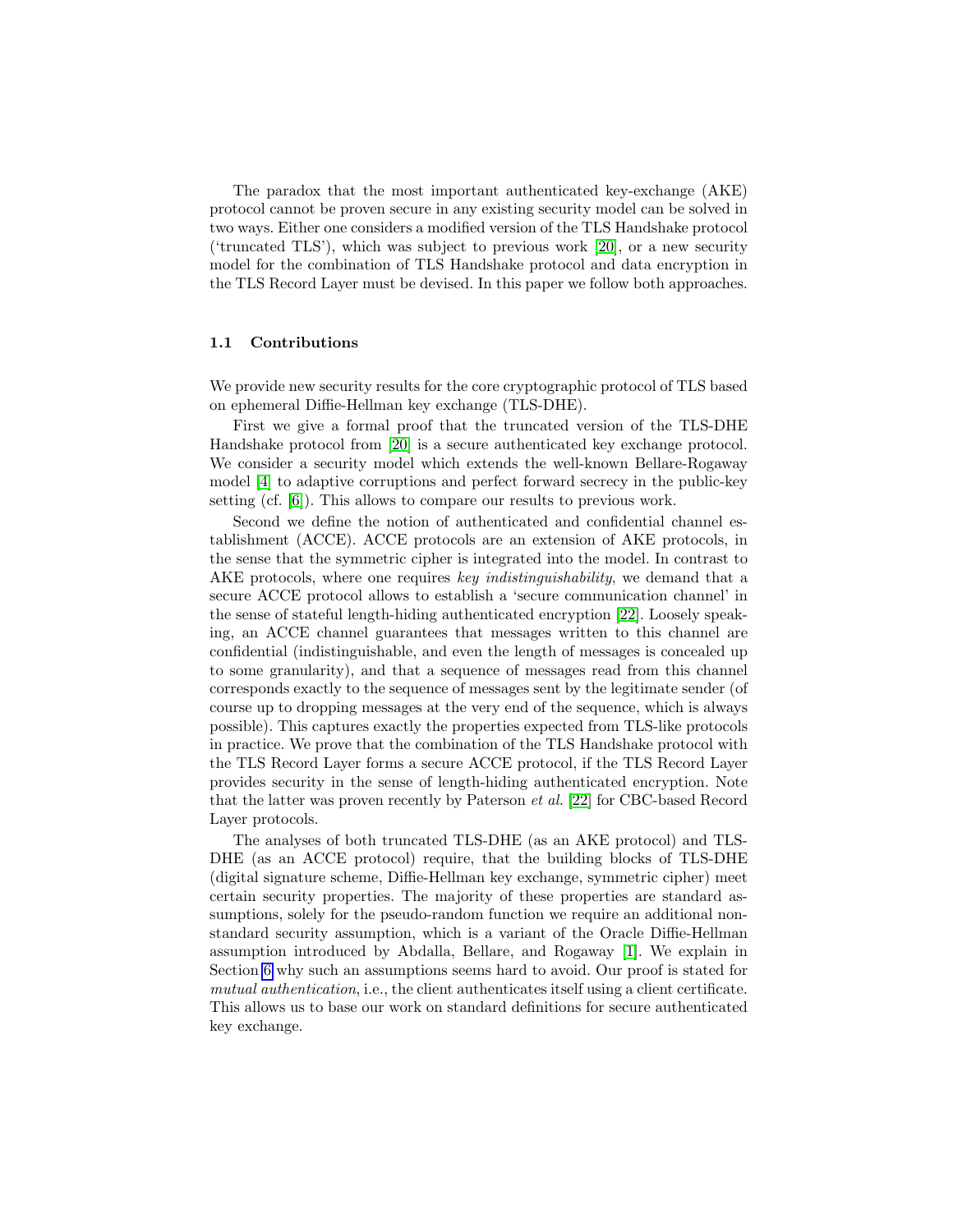The paradox that the most important authenticated key-exchange (AKE) protocol cannot be proven secure in any existing security model can be solved in two ways. Either one considers a modified version of the TLS Handshake protocol ('truncated TLS'), which was subject to previous work [20], or a new security model for the combination of TLS Handshake protocol and data encryption in the TLS Record Layer must be devised. In this paper we follow both approaches.

### 1.1 Contributions

We provide new security results for the core cryptographic protocol of TLS based on ephemeral Diffie-Hellman key exchange (TLS-DHE).

First we give a formal proof that the truncated version of the TLS-DHE Handshake protocol from [20] is a secure authenticated key exchange protocol. We consider a security model which extends the well-known Bellare-Rogaway model [4] to adaptive corruptions and perfect forward secrecy in the public-key setting (cf. [6]). This allows to compare our results to previous work.

Second we define the notion of authenticated and confidential channel establishment (ACCE). ACCE protocols are an extension of AKE protocols, in the sense that the symmetric cipher is integrated into the model. In contrast to AKE protocols, where one requires *key indistinguishability*, we demand that a secure ACCE protocol allows to establish a 'secure communication channel' in the sense of stateful length-hiding authenticated encryption [22]. Loosely speaking, an ACCE channel guarantees that messages written to this channel are confidential (indistinguishable, and even the length of messages is concealed up to some granularity), and that a sequence of messages read from this channel corresponds exactly to the sequence of messages sent by the legitimate sender (of course up to dropping messages at the very end of the sequence, which is always possible). This captures exactly the properties expected from TLS-like protocols in practice. We prove that the combination of the TLS Handshake protocol with the TLS Record Layer forms a secure ACCE protocol, if the TLS Record Layer provides security in the sense of length-hiding authenticated encryption. Note that the latter was proven recently by Paterson *et al.* [22] for CBC-based Record Layer protocols.

The analyses of both truncated TLS-DHE (as an AKE protocol) and TLS-DHE (as an ACCE protocol) require, that the building blocks of TLS-DHE (digital signature scheme, Diffie-Hellman key exchange, symmetric cipher) meet certain security properties. The majority of these properties are standard assumptions, solely for the pseudo-random function we require an additional non-standard security assumption, which is a variant of the Oracle Diffie-Hellman assumption introduced by Abdalla, Bellare, and Rogaway [1]. We explain in Section 6 why such an assumptions seems hard to avoid. Our proof is stated for *mutual authentication*, i.e., the client authenticates itself using a client certificate. This allows us to base our work on standard definitions for secure authenticated key exchange.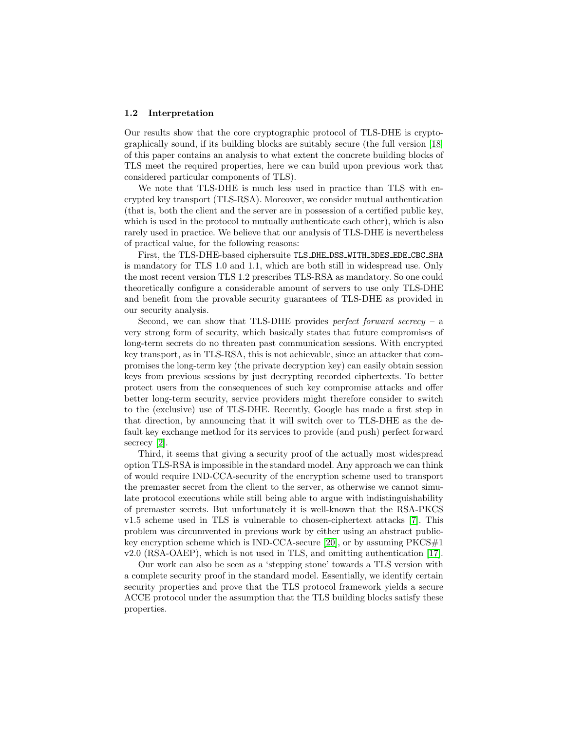### 1.2 Interpretation

Our results show that the core cryptographic protocol of TLS-DHE is cryptographically sound, if its building blocks are suitably secure (the full version [18] of this paper contains an analysis to what extent the concrete building blocks of TLS meet the required properties, here we can build upon previous work that considered particular components of TLS).

We note that TLS-DHE is much less used in practice than TLS with encrypted key transport (TLS-RSA). Moreover, we consider mutual authentication (that is, both the client and the server are in possession of a certified public key, which is used in the protocol to mutually authenticate each other), which is also rarely used in practice. We believe that our analysis of TLS-DHE is nevertheless of practical value, for the following reasons:

First, the TLS-DHE-based ciphersuite `TLS_DHE_DSS_WITH_3DES_EDE_CBC_SHA` is mandatory for TLS 1.0 and 1.1, which are both still in widespread use. Only the most recent version TLS 1.2 prescribes TLS-RSA as mandatory. So one could theoretically configure a considerable amount of servers to use only TLS-DHE and benefit from the provable security guarantees of TLS-DHE as provided in our security analysis.

Second, we can show that TLS-DHE provides *perfect forward secrecy* – a very strong form of security, which basically states that future compromises of long-term secrets do no threaten past communication sessions. With encrypted key transport, as in TLS-RSA, this is not achievable, since an attacker that compromises the long-term key (the private decryption key) can easily obtain session keys from previous sessions by just decrypting recorded ciphertexts. To better protect users from the consequences of such key compromise attacks and offer better long-term security, service providers might therefore consider to switch to the (exclusive) use of TLS-DHE. Recently, Google has made a first step in that direction, by announcing that it will switch over to TLS-DHE as the default key exchange method for its services to provide (and push) perfect forward secrecy [2].

Third, it seems that giving a security proof of the actually most widespread option TLS-RSA is impossible in the standard model. Any approach we can think of would require IND-CCA-security of the encryption scheme used to transport the premaster secret from the client to the server, as otherwise we cannot simulate protocol executions while still being able to argue with indistinguishability of premaster secrets. But unfortunately it is well-known that the RSA-PKCS v1.5 scheme used in TLS is vulnerable to chosen-ciphertext attacks [7]. This problem was circumvented in previous work by either using an abstract public-key encryption scheme which is IND-CCA-secure [20], or by assuming PKCS#1 v2.0 (RSA-OAEP), which is not used in TLS, and omitting authentication [17].

Our work can also be seen as a 'stepping stone' towards a TLS version with a complete security proof in the standard model. Essentially, we identify certain security properties and prove that the TLS protocol framework yields a secure ACCE protocol under the assumption that the TLS building blocks satisfy these properties.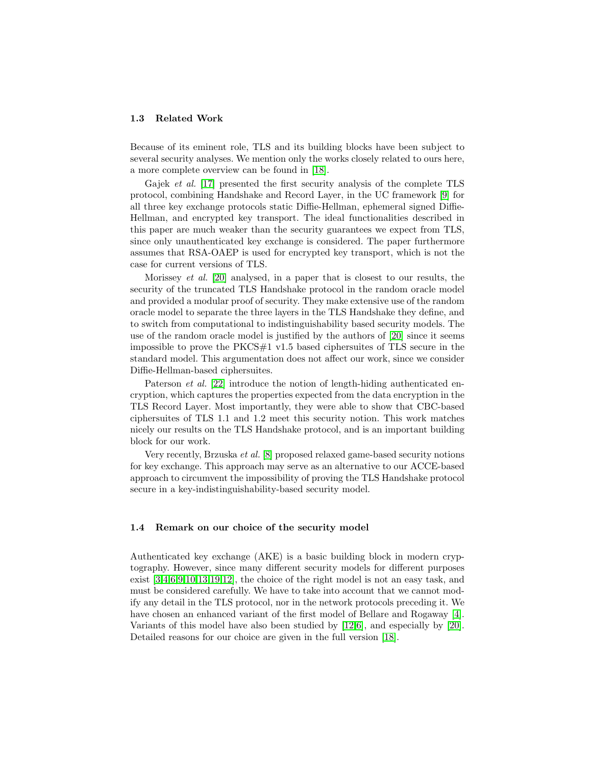### 1.3 Related Work

Because of its eminent role, TLS and its building blocks have been subject to several security analyses. We mention only the works closely related to ours here, a more complete overview can be found in [18].

Gajek *et al.* [17] presented the first security analysis of the complete TLS protocol, combining Handshake and Record Layer, in the UC framework [9] for all three key exchange protocols static Diffie-Hellman, ephemeral signed Diffie-Hellman, and encrypted key transport. The ideal functionalities described in this paper are much weaker than the security guarantees we expect from TLS, since only unauthenticated key exchange is considered. The paper furthermore assumes that RSA-OAEP is used for encrypted key transport, which is not the case for current versions of TLS.

Morissey *et al.* [20] analysed, in a paper that is closest to our results, the security of the truncated TLS Handshake protocol in the random oracle model and provided a modular proof of security. They make extensive use of the random oracle model to separate the three layers in the TLS Handshake they define, and to switch from computational to indistinguishability based security models. The use of the random oracle model is justified by the authors of [20] since it seems impossible to prove the PKCS#1 v1.5 based ciphersuites of TLS secure in the standard model. This argumentation does not affect our work, since we consider Diffie-Hellman-based ciphersuites.

Paterson *et al.* [22] introduce the notion of length-hiding authenticated encryption, which captures the properties expected from the data encryption in the TLS Record Layer. Most importantly, they were able to show that CBC-based ciphersuites of TLS 1.1 and 1.2 meet this security notion. This work matches nicely our results on the TLS Handshake protocol, and is an important building block for our work.

Very recently, Brzuska *et al.* [8] proposed relaxed game-based security notions for key exchange. This approach may serve as an alternative to our ACCE-based approach to circumvent the impossibility of proving the TLS Handshake protocol secure in a key-indistinguishability-based security model.

### 1.4 Remark on our choice of the security model

Authenticated key exchange (AKE) is a basic building block in modern cryptography. However, since many different security models for different purposes exist [3,4,6,9,10,13,19,12], the choice of the right model is not an easy task, and must be considered carefully. We have to take into account that we cannot modify any detail in the TLS protocol, nor in the network protocols preceding it. We have chosen an enhanced variant of the first model of Bellare and Rogaway [4]. Variants of this model have also been studied by [12,6], and especially by [20]. Detailed reasons for our choice are given in the full version [18].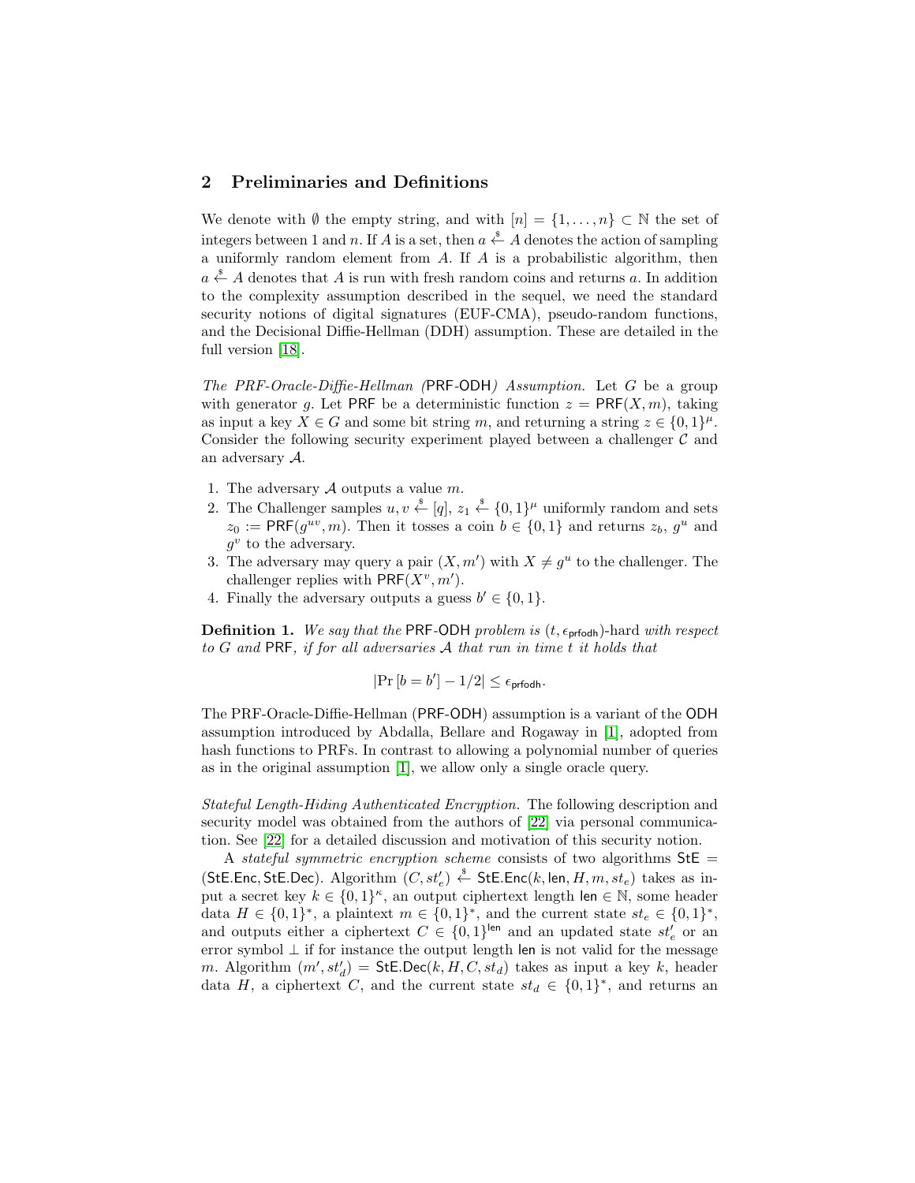## 2 Preliminaries and Definitions

We denote with $\emptyset$ the empty string, and with $[n] = \{1, \ldots, n\} \subset \mathbb{N}$ the set of integers between 1 and $n$. If $A$ is a set, then $a \xleftarrow{\$} A$ denotes the action of sampling a uniformly random element from $A$. If $A$ is a probabilistic algorithm, then $a \xleftarrow{\$} A$ denotes that $A$ is run with fresh random coins and returns $a$. In addition to the complexity assumption described in the sequel, we need the standard security notions of digital signatures (EUF-CMA), pseudo-random functions, and the Decisional Diffie-Hellman (DDH) assumption. These are detailed in the full version [18].

*The PRF-Oracle-Diffie-Hellman (*PRF-ODH*) Assumption.* Let $G$ be a group with generator $g$. Let $\mathsf{PRF}$ be a deterministic function $z = \mathsf{PRF}(X, m)$, taking as input a key $X \in G$ and some bit string $m$, and returning a string $z \in \{0,1\}^\mu$. Consider the following security experiment played between a challenger $\mathcal{C}$ and an adversary $\mathcal{A}$.

1. The adversary $\mathcal{A}$ outputs a value $m$.
2. The Challenger samples $u, v \xleftarrow{\$} [q]$, $z_1 \xleftarrow{\$} \{0,1\}^\mu$ uniformly random and sets $z_0 := \mathsf{PRF}(g^{uv}, m)$. Then it tosses a coin $b \in \{0,1\}$ and returns $z_b$, $g^u$ and $g^v$ to the adversary.
3. The adversary may query a pair $(X, m')$ with $X \neq g^u$ to the challenger. The challenger replies with $\mathsf{PRF}(X^v, m')$.
4. Finally the adversary outputs a guess $b' \in \{0,1\}$.

**Definition 1.** *We say that the* PRF-ODH *problem is* $(t, \epsilon_{\mathsf{prfodh}})$*-hard with respect to* $G$ *and* PRF*, if for all adversaries* $\mathcal{A}$ *that run in time* $t$ *it holds that*

$$|\Pr[b = b'] - 1/2| \leq \epsilon_{\mathsf{prfodh}}.$$

The PRF-Oracle-Diffie-Hellman (PRF-ODH) assumption is a variant of the ODH assumption introduced by Abdalla, Bellare and Rogaway in [1], adopted from hash functions to PRFs. In contrast to allowing a polynomial number of queries as in the original assumption [1], we allow only a single oracle query.

*Stateful Length-Hiding Authenticated Encryption.* The following description and security model was obtained from the authors of [22] via personal communication. See [22] for a detailed discussion and motivation of this security notion.

A *stateful symmetric encryption scheme* consists of two algorithms $\mathsf{StE} = (\mathsf{StE.Enc}, \mathsf{StE.Dec})$. Algorithm $(C, st'_e) \xleftarrow{\$} \mathsf{StE.Enc}(k, \mathsf{len}, H, m, st_e)$ takes as input a secret key $k \in \{0,1\}^\kappa$, an output ciphertext length $\mathsf{len} \in \mathbb{N}$, some header data $H \in \{0,1\}^*$, a plaintext $m \in \{0,1\}^*$, and the current state $st_e \in \{0,1\}^*$, and outputs either a ciphertext $C \in \{0,1\}^{\mathsf{len}}$ and an updated state $st'_e$ or an error symbol $\perp$ if for instance the output length $\mathsf{len}$ is not valid for the message $m$. Algorithm $(m', st'_d) = \mathsf{StE.Dec}(k, H, C, st_d)$ takes as input a key $k$, header data $H$, a ciphertext $C$, and the current state $st_d \in \{0,1\}^*$, and returns an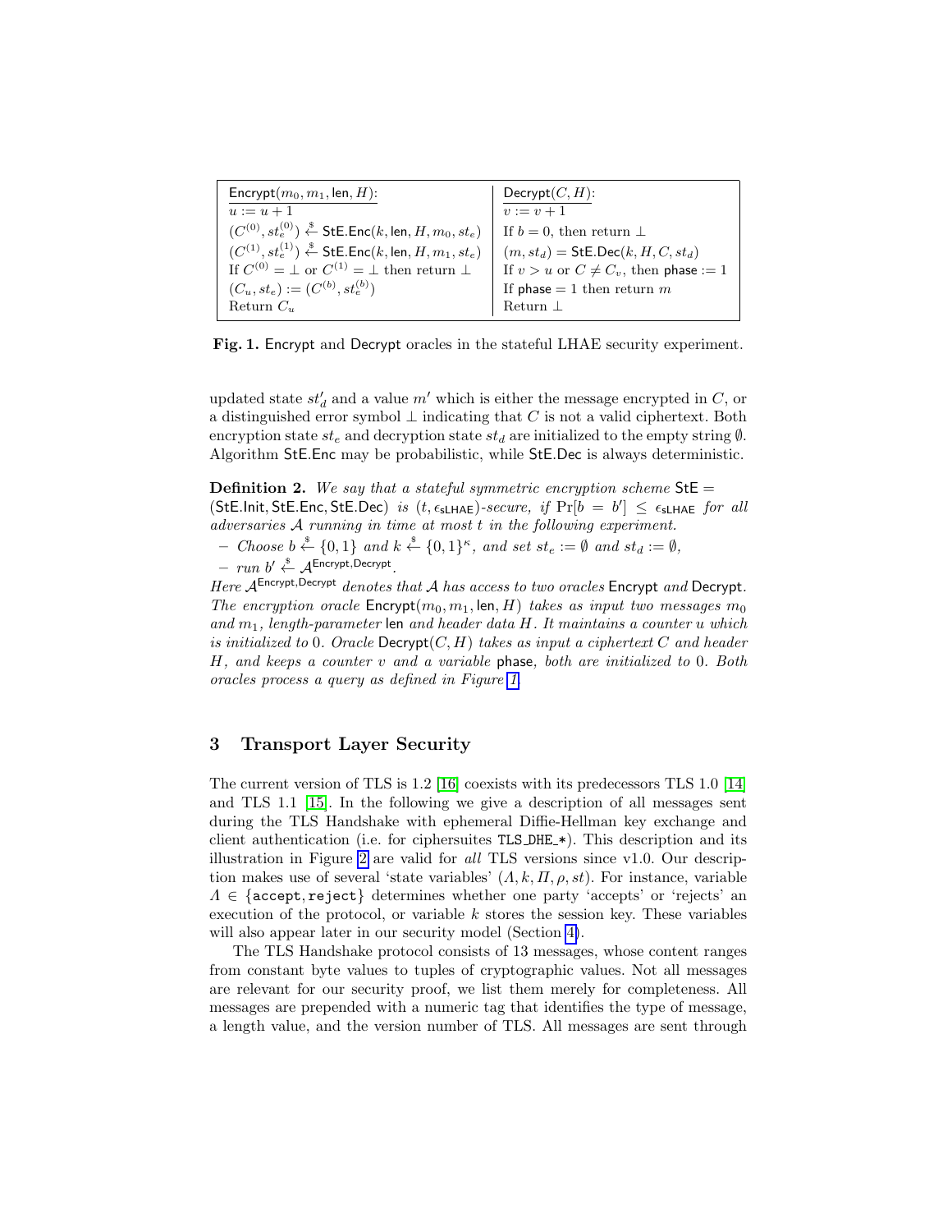| $\mathsf{Encrypt}(m_0, m_1, \mathsf{len}, H)$: | $\mathsf{Decrypt}(C, H)$: |
|---|---|
| $u := u + 1$ | $v := v + 1$ |
| $(C^{(0)}, st_e^{(0)}) \stackrel{\$}{\leftarrow} \mathsf{StE.Enc}(k, \mathsf{len}, H, m_0, st_e)$ | If $b = 0$, then return $\perp$ |
| $(C^{(1)}, st_e^{(1)}) \stackrel{\$}{\leftarrow} \mathsf{StE.Enc}(k, \mathsf{len}, H, m_1, st_e)$ | $(m, st_d) = \mathsf{StE.Dec}(k, H, C, st_d)$ |
| If $C^{(0)} = \perp$ or $C^{(1)} = \perp$ then return $\perp$ | If $v > u$ or $C \neq C_v$, then $\mathsf{phase} := 1$ |
| $(C_u, st_e) := (C^{(b)}, st_e^{(b)})$ | If $\mathsf{phase} = 1$ then return $m$ |
| Return $C_u$ | Return $\perp$ |

**Fig. 1.** Encrypt and Decrypt oracles in the stateful LHAE security experiment.

updated state $st'_d$ and a value $m'$ which is either the message encrypted in $C$, or a distinguished error symbol $\perp$ indicating that $C$ is not a valid ciphertext. Both encryption state $st_e$ and decryption state $st_d$ are initialized to the empty string $\emptyset$. Algorithm StE.Enc may be probabilistic, while StE.Dec is always deterministic.

**Definition 2.** *We say that a stateful symmetric encryption scheme* $\mathsf{StE} = (\mathsf{StE.Init}, \mathsf{StE.Enc}, \mathsf{StE.Dec})$ *is* $(t, \epsilon_{\mathsf{sLHAE}})$*-secure, if* $\Pr[b = b'] \leq \epsilon_{\mathsf{sLHAE}}$ *for all adversaries* $\mathcal{A}$ *running in time at most* $t$ *in the following experiment.*

- *Choose* $b \stackrel{\$}{\leftarrow} \{0, 1\}$ *and* $k \stackrel{\$}{\leftarrow} \{0, 1\}^{\kappa}$*, and set* $st_e := \emptyset$ *and* $st_d := \emptyset$*,*
- *run* $b' \stackrel{\$}{\leftarrow} \mathcal{A}^{\mathsf{Encrypt},\mathsf{Decrypt}}$.

*Here* $\mathcal{A}^{\mathsf{Encrypt},\mathsf{Decrypt}}$ *denotes that* $\mathcal{A}$ *has access to two oracles* Encrypt *and* Decrypt*. The encryption oracle* $\mathsf{Encrypt}(m_0, m_1, \mathsf{len}, H)$ *takes as input two messages* $m_0$ *and* $m_1$*, length-parameter* len *and header data* $H$*. It maintains a counter* $u$ *which is initialized to* 0*. Oracle* $\mathsf{Decrypt}(C, H)$ *takes as input a ciphertext* $C$ *and header* $H$*, and keeps a counter* $v$ *and a variable* phase*, both are initialized to* 0*. Both oracles process a query as defined in Figure 1.*

## 3 Transport Layer Security

The current version of TLS is 1.2 [16] coexists with its predecessors TLS 1.0 [14] and TLS 1.1 [15]. In the following we give a description of all messages sent during the TLS Handshake with ephemeral Diffie-Hellman key exchange and client authentication (i.e. for ciphersuites TLS_DHE_*). This description and its illustration in Figure 2 are valid for *all* TLS versions since v1.0. Our description makes use of several 'state variables' $(\Lambda, k, \Pi, \rho, st)$. For instance, variable $\Lambda \in \{\texttt{accept}, \texttt{reject}\}$ determines whether one party 'accepts' or 'rejects' an execution of the protocol, or variable $k$ stores the session key. These variables will also appear later in our security model (Section 4).

The TLS Handshake protocol consists of 13 messages, whose content ranges from constant byte values to tuples of cryptographic values. Not all messages are relevant for our security proof, we list them merely for completeness. All messages are prepended with a numeric tag that identifies the type of message, a length value, and the version number of TLS. All messages are sent through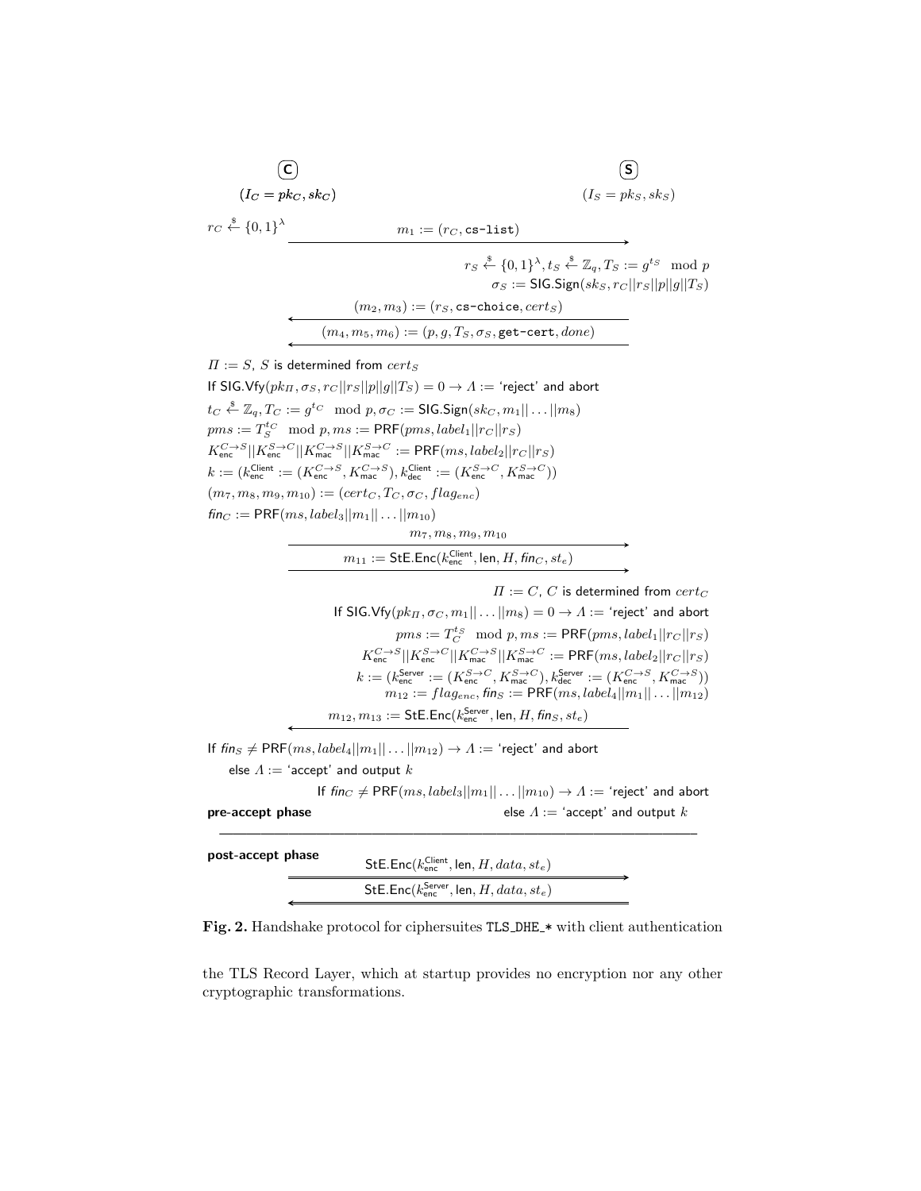**C** $(I_C = pk_C, sk_C)$ **S** $(I_S = pk_S, sk_S)$

$r_C \xleftarrow{\$} \{0,1\}^\lambda$

$\xrightarrow{\quad m_1 := (r_C, \texttt{cs-list}) \quad}$

$r_S \xleftarrow{\$} \{0,1\}^\lambda, t_S \xleftarrow{\$} \mathbb{Z}_q, T_S := g^{t_S} \mod p$

$\sigma_S := \mathsf{SIG.Sign}(sk_S, r_C||r_S||p||g||T_S)$

$\xleftarrow{\quad (m_2, m_3) := (r_S, \texttt{cs-choice}, cert_S) \quad}$

$\xleftarrow{\quad (m_4, m_5, m_6) := (p, g, T_S, \sigma_S, \texttt{get-cert}, done) \quad}$

$\Pi := S$, $S$ is determined from $cert_S$

If $\mathsf{SIG.Vfy}(pk_\Pi, \sigma_S, r_C||r_S||p||g||T_S) = 0 \rightarrow \Lambda :=$ 'reject' and abort

$t_C \xleftarrow{\$} \mathbb{Z}_q, T_C := g^{t_C} \mod p, \sigma_C := \mathsf{SIG.Sign}(sk_C, m_1||\ldots||m_8)$

$pms := T_S^{t_C} \mod p, ms := \mathsf{PRF}(pms, label_1||r_C||r_S)$

$K_{\mathsf{enc}}^{C \to S}||K_{\mathsf{enc}}^{S \to C}||K_{\mathsf{mac}}^{C \to S}||K_{\mathsf{mac}}^{S \to C} := \mathsf{PRF}(ms, label_2||r_C||r_S)$

$k := (k_{\mathsf{enc}}^{\mathsf{Client}} := (K_{\mathsf{enc}}^{C \to S}, K_{\mathsf{mac}}^{C \to S}), k_{\mathsf{dec}}^{\mathsf{Client}} := (K_{\mathsf{enc}}^{S \to C}, K_{\mathsf{mac}}^{S \to C}))$

$(m_7, m_8, m_9, m_{10}) := (cert_C, T_C, \sigma_C, flag_{enc})$

$fin_C := \mathsf{PRF}(ms, label_3||m_1||\ldots||m_{10})$

$\xrightarrow{\quad m_7, m_8, m_9, m_{10} \quad}$

$\xrightarrow{\quad m_{11} := \mathsf{StE.Enc}(k_{\mathsf{enc}}^{\mathsf{Client}}, \mathsf{len}, H, fin_C, st_e) \quad}$

$\Pi := C$, $C$ is determined from $cert_C$

If $\mathsf{SIG.Vfy}(pk_\Pi, \sigma_C, m_1||\ldots||m_8) = 0 \rightarrow \Lambda :=$ 'reject' and abort

$pms := T_C^{t_S} \mod p, ms := \mathsf{PRF}(pms, label_1||r_C||r_S)$

$K_{\mathsf{enc}}^{C \to S}||K_{\mathsf{enc}}^{S \to C}||K_{\mathsf{mac}}^{C \to S}||K_{\mathsf{mac}}^{S \to C} := \mathsf{PRF}(ms, label_2||r_C||r_S)$

$k := (k_{\mathsf{enc}}^{\mathsf{Server}} := (K_{\mathsf{enc}}^{S \to C}, K_{\mathsf{mac}}^{S \to C}), k_{\mathsf{dec}}^{\mathsf{Server}} := (K_{\mathsf{enc}}^{C \to S}, K_{\mathsf{mac}}^{C \to S}))$

$m_{12} := flag_{enc}, fin_S := \mathsf{PRF}(ms, label_4||m_1||\ldots||m_{12})$

$\xleftarrow{\quad m_{12}, m_{13} := \mathsf{StE.Enc}(k_{\mathsf{enc}}^{\mathsf{Server}}, \mathsf{len}, H, fin_S, st_e) \quad}$

If $fin_S \neq \mathsf{PRF}(ms, label_4||m_1||\ldots||m_{12}) \rightarrow \Lambda :=$ 'reject' and abort
else $\Lambda :=$ 'accept' and output $k$

If $fin_C \neq \mathsf{PRF}(ms, label_3||m_1||\ldots||m_{10}) \rightarrow \Lambda :=$ 'reject' and abort
else $\Lambda :=$ 'accept' and output $k$

**pre-accept phase**

---

**post-accept phase**

$\Longrightarrow \mathsf{StE.Enc}(k_{\mathsf{enc}}^{\mathsf{Client}}, \mathsf{len}, H, data, st_e)$

$\Longleftarrow \mathsf{StE.Enc}(k_{\mathsf{enc}}^{\mathsf{Server}}, \mathsf{len}, H, data, st_e)$

**Fig. 2.** Handshake protocol for ciphersuites TLS_DHE_* with client authentication

the TLS Record Layer, which at startup provides no encryption nor any other cryptographic transformations.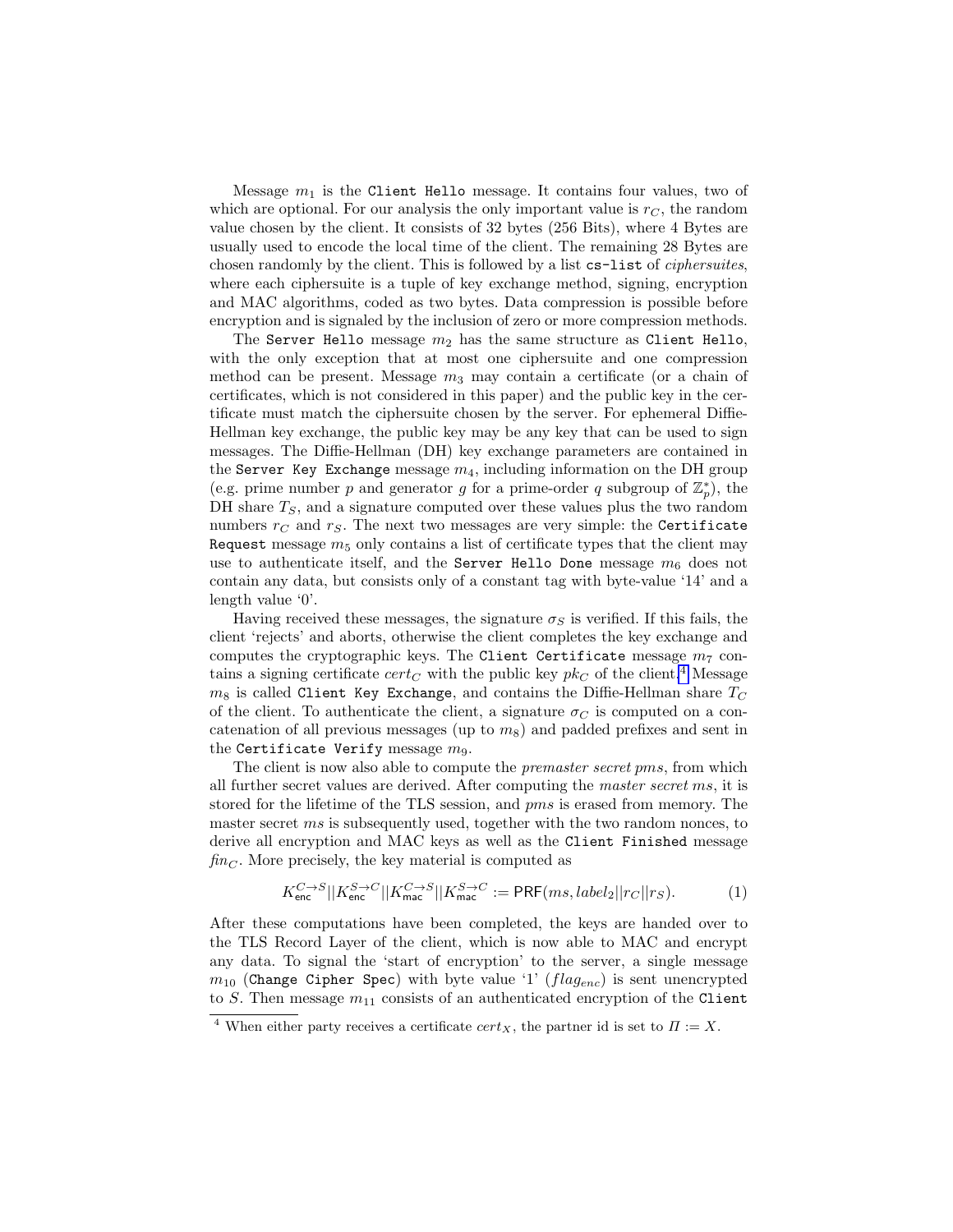Message $m_1$ is the `Client Hello` message. It contains four values, two of which are optional. For our analysis the only important value is $r_C$, the random value chosen by the client. It consists of 32 bytes (256 Bits), where 4 Bytes are usually used to encode the local time of the client. The remaining 28 Bytes are chosen randomly by the client. This is followed by a list `cs-list` of *ciphersuites*, where each ciphersuite is a tuple of key exchange method, signing, encryption and MAC algorithms, coded as two bytes. Data compression is possible before encryption and is signaled by the inclusion of zero or more compression methods.

The `Server Hello` message $m_2$ has the same structure as `Client Hello`, with the only exception that at most one ciphersuite and one compression method can be present. Message $m_3$ may contain a certificate (or a chain of certificates, which is not considered in this paper) and the public key in the certificate must match the ciphersuite chosen by the server. For ephemeral Diffie-Hellman key exchange, the public key may be any key that can be used to sign messages. The Diffie-Hellman (DH) key exchange parameters are contained in the `Server Key Exchange` message $m_4$, including information on the DH group (e.g. prime number $p$ and generator $g$ for a prime-order $q$ subgroup of $\mathbb{Z}_p^*$), the DH share $T_S$, and a signature computed over these values plus the two random numbers $r_C$ and $r_S$. The next two messages are very simple: the `Certificate Request` message $m_5$ only contains a list of certificate types that the client may use to authenticate itself, and the `Server Hello Done` message $m_6$ does not contain any data, but consists only of a constant tag with byte-value '14' and a length value '0'.

Having received these messages, the signature $\sigma_S$ is verified. If this fails, the client 'rejects' and aborts, otherwise the client completes the key exchange and computes the cryptographic keys. The `Client Certificate` message $m_7$ contains a signing certificate $cert_C$ with the public key $pk_C$ of the client.[4] Message $m_8$ is called `Client Key Exchange`, and contains the Diffie-Hellman share $T_C$ of the client. To authenticate the client, a signature $\sigma_C$ is computed on a concatenation of all previous messages (up to $m_8$) and padded prefixes and sent in the `Certificate Verify` message $m_9$.

The client is now also able to compute the *premaster secret* $pms$, from which all further secret values are derived. After computing the *master secret* $ms$, it is stored for the lifetime of the TLS session, and $pms$ is erased from memory. The master secret $ms$ is subsequently used, together with the two random nonces, to derive all encryption and MAC keys as well as the `Client Finished` message $fin_C$. More precisely, the key material is computed as

$$K_{\mathsf{enc}}^{C \to S} || K_{\mathsf{enc}}^{S \to C} || K_{\mathsf{mac}}^{C \to S} || K_{\mathsf{mac}}^{S \to C} := \mathsf{PRF}(ms, label_2 || r_C || r_S). \tag{1}$$

After these computations have been completed, the keys are handed over to the TLS Record Layer of the client, which is now able to MAC and encrypt any data. To signal the 'start of encryption' to the server, a single message $m_{10}$ (`Change Cipher Spec`) with byte value '1' ($flag_{enc}$) is sent unencrypted to $S$. Then message $m_{11}$ consists of an authenticated encryption of the `Client`

[4] When either party receives a certificate $cert_X$, the partner id is set to $\Pi := X$.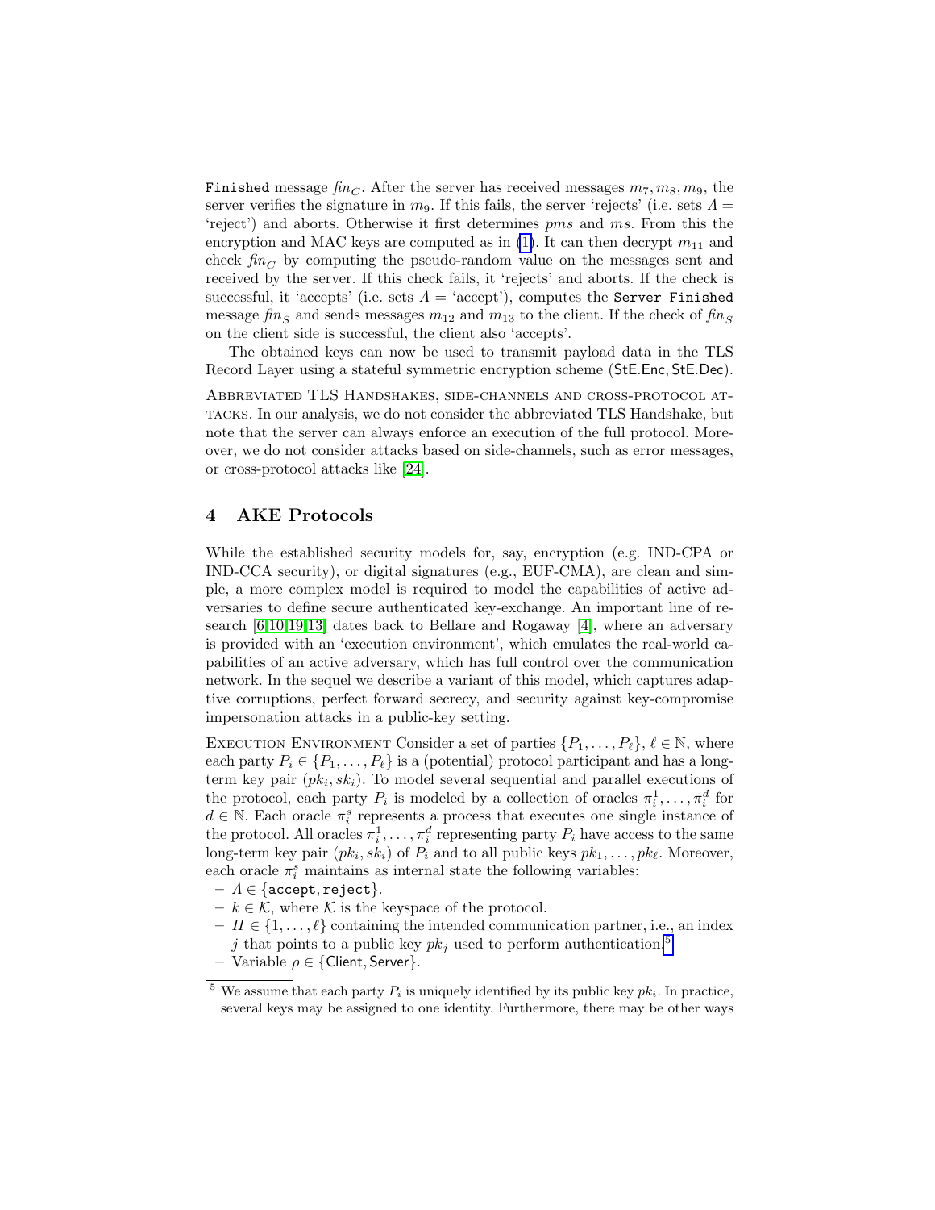`Finished` message $fin_C$. After the server has received messages $m_7, m_8, m_9$, the server verifies the signature in $m_9$. If this fails, the server 'rejects' (i.e. sets $\Lambda =$ 'reject') and aborts. Otherwise it first determines $pms$ and $ms$. From this the encryption and MAC keys are computed as in (1). It can then decrypt $m_{11}$ and check $fin_C$ by computing the pseudo-random value on the messages sent and received by the server. If this check fails, it 'rejects' and aborts. If the check is successful, it 'accepts' (i.e. sets $\Lambda =$ 'accept'), computes the `Server Finished` message $fin_S$ and sends messages $m_{12}$ and $m_{13}$ to the client. If the check of $fin_S$ on the client side is successful, the client also 'accepts'.

The obtained keys can now be used to transmit payload data in the TLS Record Layer using a stateful symmetric encryption scheme ($\mathsf{StE.Enc}, \mathsf{StE.Dec}$).

Abbreviated TLS Handshakes, side-channels and cross-protocol attacks. In our analysis, we do not consider the abbreviated TLS Handshake, but note that the server can always enforce an execution of the full protocol. Moreover, we do not consider attacks based on side-channels, such as error messages, or cross-protocol attacks like [24].

## 4 AKE Protocols

While the established security models for, say, encryption (e.g. IND-CPA or IND-CCA security), or digital signatures (e.g., EUF-CMA), are clean and simple, a more complex model is required to model the capabilities of active adversaries to define secure authenticated key-exchange. An important line of research [6,10,19,13] dates back to Bellare and Rogaway [4], where an adversary is provided with an 'execution environment', which emulates the real-world capabilities of an active adversary, which has full control over the communication network. In the sequel we describe a variant of this model, which captures adaptive corruptions, perfect forward secrecy, and security against key-compromise impersonation attacks in a public-key setting.

Execution Environment Consider a set of parties $\{P_1, \ldots, P_\ell\}$, $\ell \in \mathbb{N}$, where each party $P_i \in \{P_1, \ldots, P_\ell\}$ is a (potential) protocol participant and has a long-term key pair $(pk_i, sk_i)$. To model several sequential and parallel executions of the protocol, each party $P_i$ is modeled by a collection of oracles $\pi_i^1, \ldots, \pi_i^d$ for $d \in \mathbb{N}$. Each oracle $\pi_i^s$ represents a process that executes one single instance of the protocol. All oracles $\pi_i^1, \ldots, \pi_i^d$ representing party $P_i$ have access to the same long-term key pair $(pk_i, sk_i)$ of $P_i$ and to all public keys $pk_1, \ldots, pk_\ell$. Moreover, each oracle $\pi_i^s$ maintains as internal state the following variables:

- $\Lambda \in \{\mathsf{accept}, \mathsf{reject}\}$.
- $k \in \mathcal{K}$, where $\mathcal{K}$ is the keyspace of the protocol.
- $\Pi \in \{1, \ldots, \ell\}$ containing the intended communication partner, i.e., an index $j$ that points to a public key $pk_j$ used to perform authentication.[5]
- Variable $\rho \in \{\mathsf{Client}, \mathsf{Server}\}$.

[5] We assume that each party $P_i$ is uniquely identified by its public key $pk_i$. In practice, several keys may be assigned to one identity. Furthermore, there may be other ways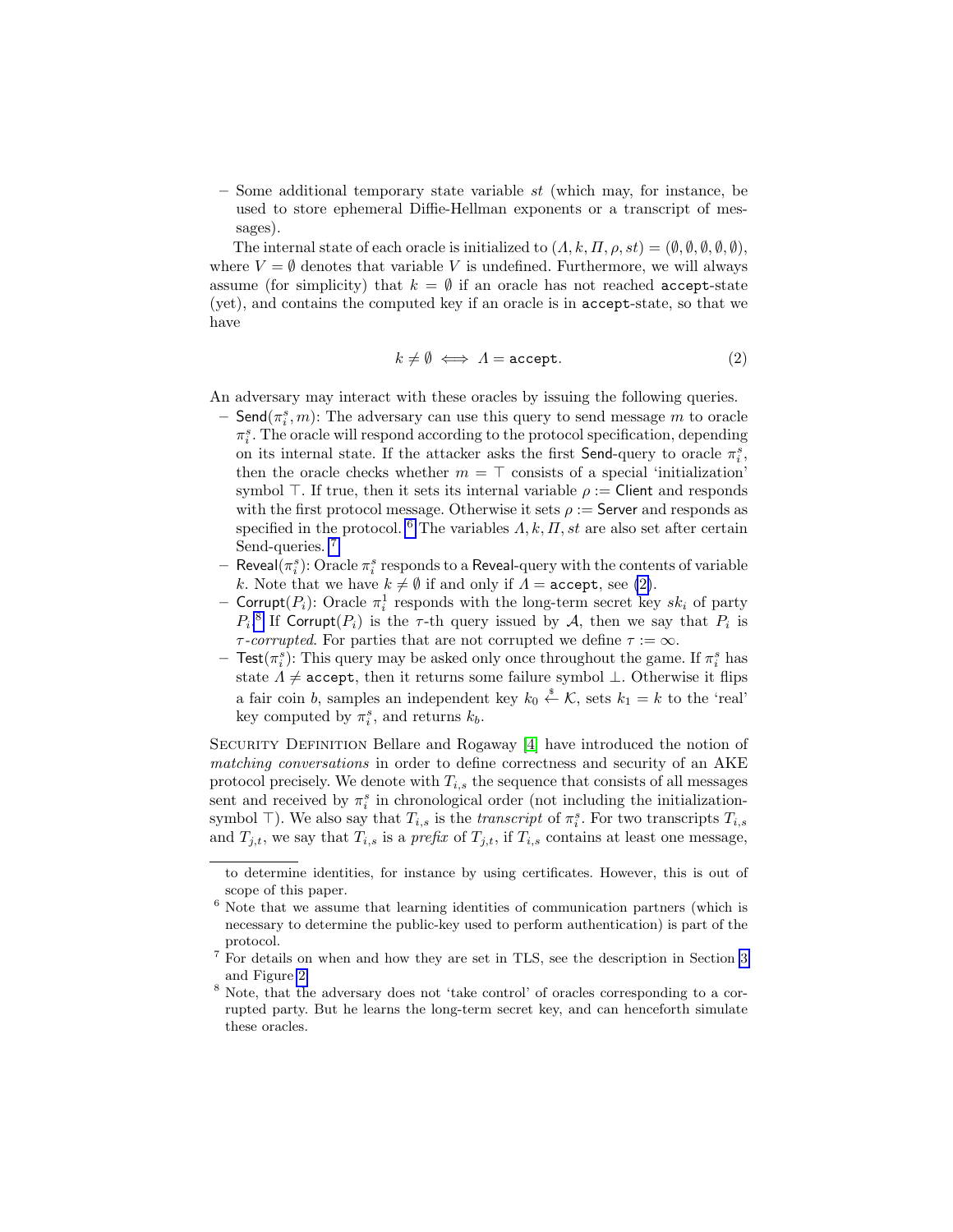– Some additional temporary state variable $st$ (which may, for instance, be used to store ephemeral Diffie-Hellman exponents or a transcript of messages).

The internal state of each oracle is initialized to $(\Lambda, k, \Pi, \rho, st) = (\emptyset, \emptyset, \emptyset, \emptyset, \emptyset)$, where $V = \emptyset$ denotes that variable $V$ is undefined. Furthermore, we will always assume (for simplicity) that $k = \emptyset$ if an oracle has not reached accept-state (yet), and contains the computed key if an oracle is in accept-state, so that we have

$$k \neq \emptyset \iff \Lambda = \texttt{accept}. \tag{2}$$

An adversary may interact with these oracles by issuing the following queries.

- $\mathsf{Send}(\pi_i^s, m)$: The adversary can use this query to send message $m$ to oracle $\pi_i^s$. The oracle will respond according to the protocol specification, depending on its internal state. If the attacker asks the first Send-query to oracle $\pi_i^s$, then the oracle checks whether $m = \top$ consists of a special 'initialization' symbol $\top$. If true, then it sets its internal variable $\rho := \mathsf{Client}$ and responds with the first protocol message. Otherwise it sets $\rho := \mathsf{Server}$ and responds as specified in the protocol. [6] The variables $\Lambda, k, \Pi, st$ are also set after certain Send-queries. [7]
- $\mathsf{Reveal}(\pi_i^s)$: Oracle $\pi_i^s$ responds to a Reveal-query with the contents of variable $k$. Note that we have $k \neq \emptyset$ if and only if $\Lambda = \texttt{accept}$, see (2).
- $\mathsf{Corrupt}(P_i)$: Oracle $\pi_i^1$ responds with the long-term secret key $sk_i$ of party $P_i$.[8] If $\mathsf{Corrupt}(P_i)$ is the $\tau$-th query issued by $\mathcal{A}$, then we say that $P_i$ is *$\tau$-corrupted*. For parties that are not corrupted we define $\tau := \infty$.
- $\mathsf{Test}(\pi_i^s)$: This query may be asked only once throughout the game. If $\pi_i^s$ has state $\Lambda \neq \texttt{accept}$, then it returns some failure symbol $\perp$. Otherwise it flips a fair coin $b$, samples an independent key $k_0 \xleftarrow{\$} \mathcal{K}$, sets $k_1 = k$ to the 'real' key computed by $\pi_i^s$, and returns $k_b$.

Security Definition Bellare and Rogaway [4] have introduced the notion of *matching conversations* in order to define correctness and security of an AKE protocol precisely. We denote with $T_{i,s}$ the sequence that consists of all messages sent and received by $\pi_i^s$ in chronological order (not including the initialization-symbol $\top$). We also say that $T_{i,s}$ is the *transcript* of $\pi_i^s$. For two transcripts $T_{i,s}$ and $T_{j,t}$, we say that $T_{i,s}$ is a *prefix* of $T_{j,t}$, if $T_{i,s}$ contains at least one message,

---

to determine identities, for instance by using certificates. However, this is out of scope of this paper.

[6] Note that we assume that learning identities of communication partners (which is necessary to determine the public-key used to perform authentication) is part of the protocol.

[7] For details on when and how they are set in TLS, see the description in Section 3 and Figure 2.

[8] Note, that the adversary does not 'take control' of oracles corresponding to a corrupted party. But he learns the long-term secret key, and can henceforth simulate these oracles.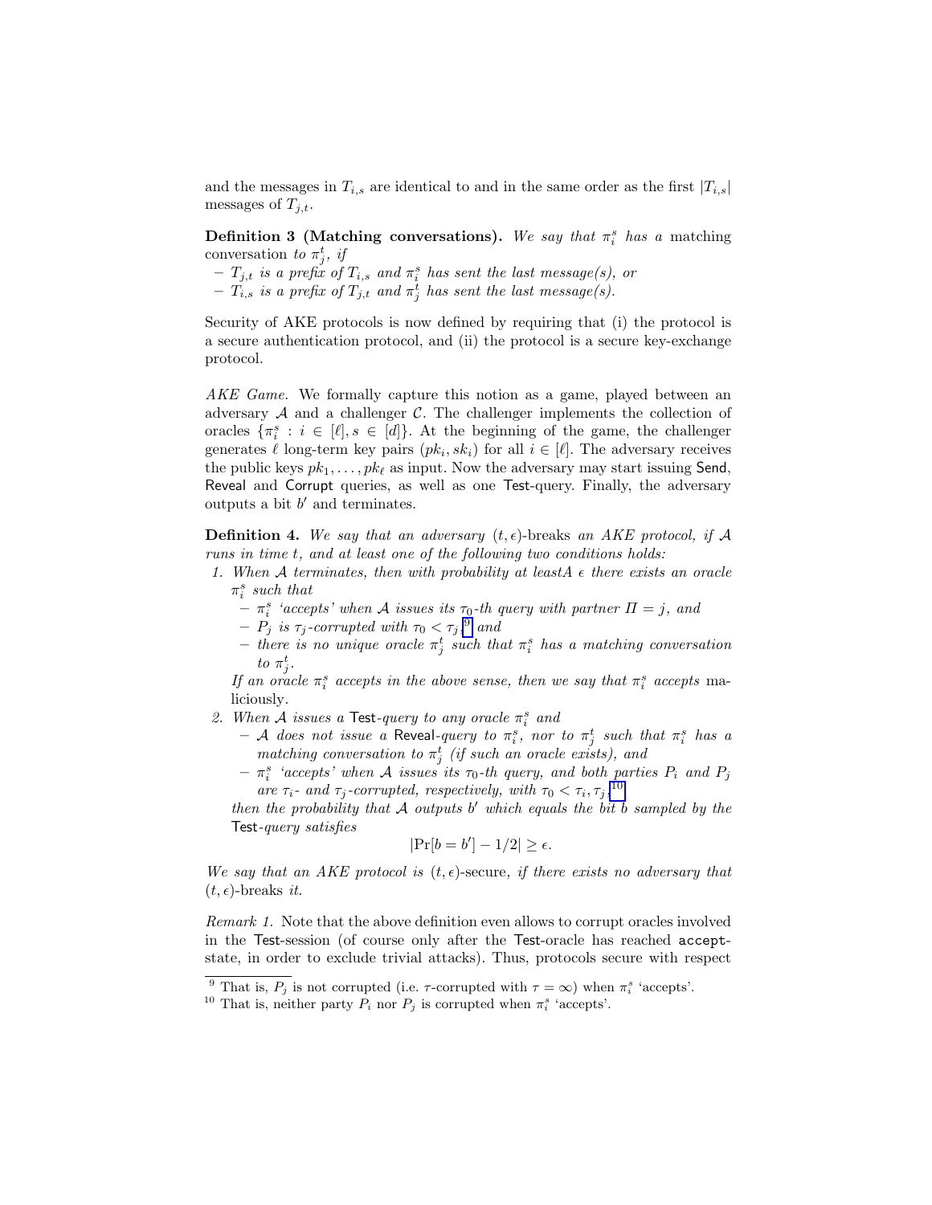and the messages in $T_{i,s}$ are identical to and in the same order as the first $|T_{i,s}|$ messages of $T_{j,t}$.

**Definition 3 (Matching conversations).** *We say that $\pi_i^s$ has a* matching conversation *to $\pi_j^t$, if*

- *$T_{j,t}$ is a prefix of $T_{i,s}$ and $\pi_i^s$ has sent the last message(s), or*
- *$T_{i,s}$ is a prefix of $T_{j,t}$ and $\pi_j^t$ has sent the last message(s).*

Security of AKE protocols is now defined by requiring that (i) the protocol is a secure authentication protocol, and (ii) the protocol is a secure key-exchange protocol.

*AKE Game.* We formally capture this notion as a game, played between an adversary $\mathcal{A}$ and a challenger $\mathcal{C}$. The challenger implements the collection of oracles $\{\pi_i^s : i \in [\ell], s \in [d]\}$. At the beginning of the game, the challenger generates $\ell$ long-term key pairs $(pk_i, sk_i)$ for all $i \in [\ell]$. The adversary receives the public keys $pk_1, \ldots, pk_\ell$ as input. Now the adversary may start issuing Send, Reveal and Corrupt queries, as well as one Test-query. Finally, the adversary outputs a bit $b'$ and terminates.

**Definition 4.** *We say that an adversary $(t, \epsilon)$-breaks an AKE protocol, if $\mathcal{A}$ runs in time $t$, and at least one of the following two conditions holds:*

1. *When $\mathcal{A}$ terminates, then with probability at leastA $\epsilon$ there exists an oracle $\pi_i^s$ such that*
   - *$\pi_i^s$ 'accepts' when $\mathcal{A}$ issues its $\tau_0$-th query with partner $\Pi = j$, and*
   - *$P_j$ is $\tau_j$-corrupted with $\tau_0 < \tau_j$,[9] and*
   - *there is no unique oracle $\pi_j^t$ such that $\pi_i^s$ has a matching conversation to $\pi_j^t$.*

   *If an oracle $\pi_i^s$ accepts in the above sense, then we say that $\pi_i^s$ accepts* maliciously.
2. *When $\mathcal{A}$ issues a Test-query to any oracle $\pi_i^s$ and*
   - *$\mathcal{A}$ does not issue a Reveal-query to $\pi_i^s$, nor to $\pi_j^t$ such that $\pi_i^s$ has a matching conversation to $\pi_j^t$ (if such an oracle exists), and*
   - *$\pi_i^s$ 'accepts' when $\mathcal{A}$ issues its $\tau_0$-th query, and both parties $P_i$ and $P_j$ are $\tau_i$- and $\tau_j$-corrupted, respectively, with $\tau_0 < \tau_i, \tau_j$,[10]*

   *then the probability that $\mathcal{A}$ outputs $b'$ which equals the bit $b$ sampled by the Test-query satisfies*
   $$|\Pr[b = b'] - 1/2| \geq \epsilon.$$

*We say that an AKE protocol is $(t, \epsilon)$-secure, if there exists no adversary that $(t, \epsilon)$-breaks it.*

*Remark 1.* Note that the above definition even allows to corrupt oracles involved in the Test-session (of course only after the Test-oracle has reached accept-state, in order to exclude trivial attacks). Thus, protocols secure with respect

[9] That is, $P_j$ is not corrupted (i.e. $\tau$-corrupted with $\tau = \infty$) when $\pi_i^s$ 'accepts'.

[10] That is, neither party $P_i$ nor $P_j$ is corrupted when $\pi_i^s$ 'accepts'.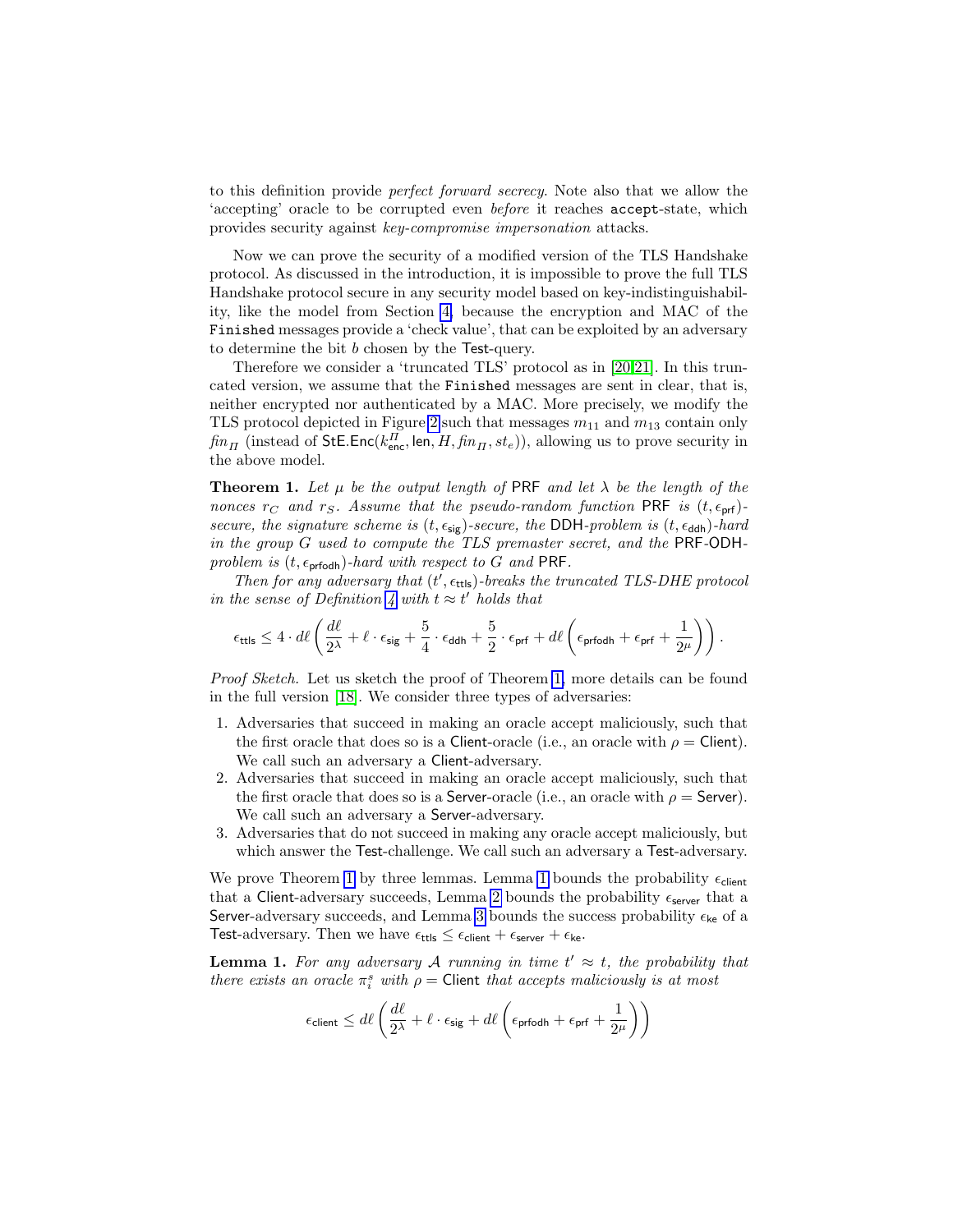to this definition provide *perfect forward secrecy*. Note also that we allow the 'accepting' oracle to be corrupted even *before* it reaches accept-state, which provides security against *key-compromise impersonation* attacks.

Now we can prove the security of a modified version of the TLS Handshake protocol. As discussed in the introduction, it is impossible to prove the full TLS Handshake protocol secure in any security model based on key-indistinguishability, like the model from Section 4, because the encryption and MAC of the Finished messages provide a 'check value', that can be exploited by an adversary to determine the bit $b$ chosen by the Test-query.

Therefore we consider a 'truncated TLS' protocol as in [20,21]. In this truncated version, we assume that the Finished messages are sent in clear, that is, neither encrypted nor authenticated by a MAC. More precisely, we modify the TLS protocol depicted in Figure 2 such that messages $m_{11}$ and $m_{13}$ contain only $fin_{\Pi}$ (instead of $\mathsf{StE.Enc}(k_{\mathsf{enc}}^{\Pi}, \mathsf{len}, H, fin_{\Pi}, st_e)$), allowing us to prove security in the above model.

**Theorem 1.** *Let $\mu$ be the output length of* PRF *and let $\lambda$ be the length of the nonces $r_C$ and $r_S$. Assume that the pseudo-random function* PRF *is $(t, \epsilon_{\mathsf{prf}})$-secure, the signature scheme is $(t, \epsilon_{\mathsf{sig}})$-secure, the* DDH*-problem is $(t, \epsilon_{\mathsf{ddh}})$-hard in the group $G$ used to compute the TLS premaster secret, and the* PRF-ODH*-problem is $(t, \epsilon_{\mathsf{prfodh}})$-hard with respect to $G$ and* PRF.

*Then for any adversary that $(t', \epsilon_{\mathsf{ttls}})$-breaks the truncated TLS-DHE protocol in the sense of Definition 4 with $t \approx t'$ holds that*

$$\epsilon_{\mathsf{ttls}} \leq 4 \cdot d\ell \left( \frac{d\ell}{2^{\lambda}} + \ell \cdot \epsilon_{\mathsf{sig}} + \frac{5}{4} \cdot \epsilon_{\mathsf{ddh}} + \frac{5}{2} \cdot \epsilon_{\mathsf{prf}} + d\ell \left( \epsilon_{\mathsf{prfodh}} + \epsilon_{\mathsf{prf}} + \frac{1}{2^{\mu}} \right) \right).$$

*Proof Sketch.* Let us sketch the proof of Theorem 1, more details can be found in the full version [18]. We consider three types of adversaries:

1. Adversaries that succeed in making an oracle accept maliciously, such that the first oracle that does so is a Client-oracle (i.e., an oracle with $\rho = \mathsf{Client}$). We call such an adversary a Client-adversary.
2. Adversaries that succeed in making an oracle accept maliciously, such that the first oracle that does so is a Server-oracle (i.e., an oracle with $\rho = \mathsf{Server}$). We call such an adversary a Server-adversary.
3. Adversaries that do not succeed in making any oracle accept maliciously, but which answer the Test-challenge. We call such an adversary a Test-adversary.

We prove Theorem 1 by three lemmas. Lemma 1 bounds the probability $\epsilon_{\mathsf{client}}$ that a Client-adversary succeeds, Lemma 2 bounds the probability $\epsilon_{\mathsf{server}}$ that a Server-adversary succeeds, and Lemma 3 bounds the success probability $\epsilon_{\mathsf{ke}}$ of a Test-adversary. Then we have $\epsilon_{\mathsf{ttls}} \leq \epsilon_{\mathsf{client}} + \epsilon_{\mathsf{server}} + \epsilon_{\mathsf{ke}}$.

**Lemma 1.** *For any adversary $\mathcal{A}$ running in time $t' \approx t$, the probability that there exists an oracle $\pi_i^s$ with $\rho = \mathsf{Client}$ that accepts maliciously is at most*

$$\epsilon_{\mathsf{client}} \leq d\ell \left( \frac{d\ell}{2^{\lambda}} + \ell \cdot \epsilon_{\mathsf{sig}} + d\ell \left( \epsilon_{\mathsf{prfodh}} + \epsilon_{\mathsf{prf}} + \frac{1}{2^{\mu}} \right) \right)$$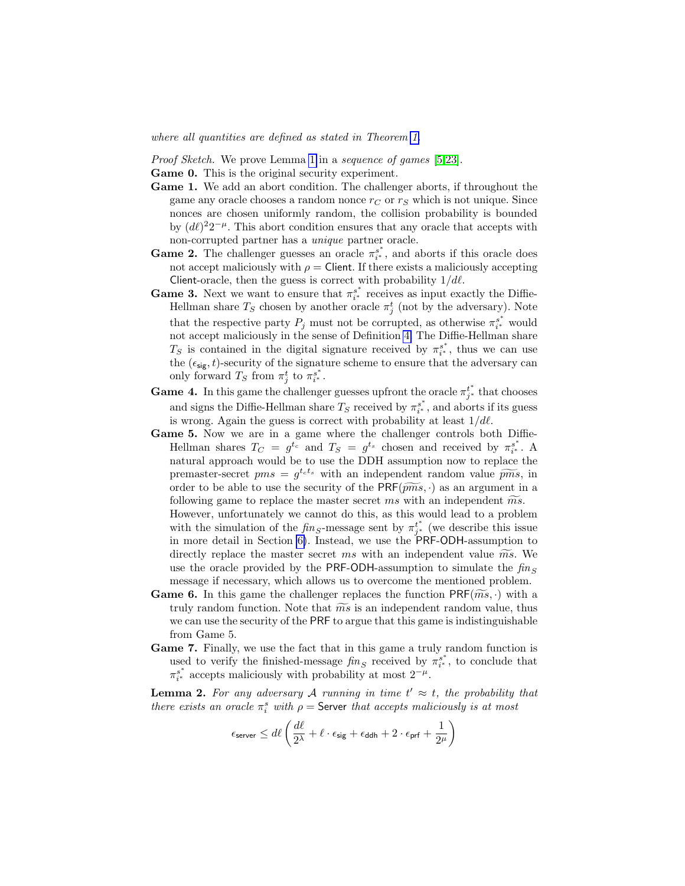*where all quantities are defined as stated in Theorem 1.*

*Proof Sketch.* We prove Lemma 1 in a *sequence of games* [5,23].

**Game 0.** This is the original security experiment.

**Game 1.** We add an abort condition. The challenger aborts, if throughout the game any oracle chooses a random nonce $r_C$ or $r_S$ which is not unique. Since nonces are chosen uniformly random, the collision probability is bounded by $(d\ell)^2 2^{-\mu}$. This abort condition ensures that any oracle that accepts with non-corrupted partner has a *unique* partner oracle.

**Game 2.** The challenger guesses an oracle $\pi_{i^*}^{s^*}$, and aborts if this oracle does not accept maliciously with $\rho = \mathsf{Client}$. If there exists a maliciously accepting $\mathsf{Client}$-oracle, then the guess is correct with probability $1/d\ell$.

**Game 3.** Next we want to ensure that $\pi_{i^*}^{s^*}$ receives as input exactly the Diffie-Hellman share $T_S$ chosen by another oracle $\pi_j^t$ (not by the adversary). Note that the respective party $P_j$ must not be corrupted, as otherwise $\pi_{i^*}^{s^*}$ would not accept maliciously in the sense of Definition 4. The Diffie-Hellman share $T_S$ is contained in the digital signature received by $\pi_{i^*}^{s^*}$, thus we can use the $(\epsilon_{\mathsf{sig}}, t)$-security of the signature scheme to ensure that the adversary can only forward $T_S$ from $\pi_j^t$ to $\pi_{i^*}^{s^*}$.

**Game 4.** In this game the challenger guesses upfront the oracle $\pi_{j^*}^{t^*}$ that chooses and signs the Diffie-Hellman share $T_S$ received by $\pi_{i^*}^{s^*}$, and aborts if its guess is wrong. Again the guess is correct with probability at least $1/d\ell$.

**Game 5.** Now we are in a game where the challenger controls both Diffie-Hellman shares $T_C = g^{t_c}$ and $T_S = g^{t_s}$ chosen and received by $\pi_{i^*}^{s^*}$. A natural approach would be to use the DDH assumption now to replace the premaster-secret $pms = g^{t_c t_s}$ with an independent random value $\widetilde{pms}$, in order to be able to use the security of the $\mathsf{PRF}(\widetilde{pms}, \cdot)$ as an argument in a following game to replace the master secret $ms$ with an independent $\widetilde{ms}$.
However, unfortunately we cannot do this, as this would lead to a problem with the simulation of the $fin_S$-message sent by $\pi_{j^*}^{t^*}$ (we describe this issue in more detail in Section 6). Instead, we use the $\mathsf{PRF}$-$\mathsf{ODH}$-assumption to directly replace the master secret $ms$ with an independent value $\widetilde{ms}$. We use the oracle provided by the $\mathsf{PRF}$-$\mathsf{ODH}$-assumption to simulate the $fin_S$ message if necessary, which allows us to overcome the mentioned problem.

**Game 6.** In this game the challenger replaces the function $\mathsf{PRF}(\widetilde{ms}, \cdot)$ with a truly random function. Note that $\widetilde{ms}$ is an independent random value, thus we can use the security of the $\mathsf{PRF}$ to argue that this game is indistinguishable from Game 5.

**Game 7.** Finally, we use the fact that in this game a truly random function is used to verify the finished-message $fin_S$ received by $\pi_{i^*}^{s^*}$, to conclude that $\pi_{i^*}^{s^*}$ accepts maliciously with probability at most $2^{-\mu}$.

**Lemma 2.** *For any adversary $\mathcal{A}$ running in time $t' \approx t$, the probability that there exists an oracle $\pi_i^s$ with $\rho = \mathsf{Server}$ that accepts maliciously is at most*

$$\epsilon_{\mathsf{server}} \leq d\ell \left( \frac{d\ell}{2^\lambda} + \ell \cdot \epsilon_{\mathsf{sig}} + \epsilon_{\mathsf{ddh}} + 2 \cdot \epsilon_{\mathsf{prf}} + \frac{1}{2^\mu} \right)$$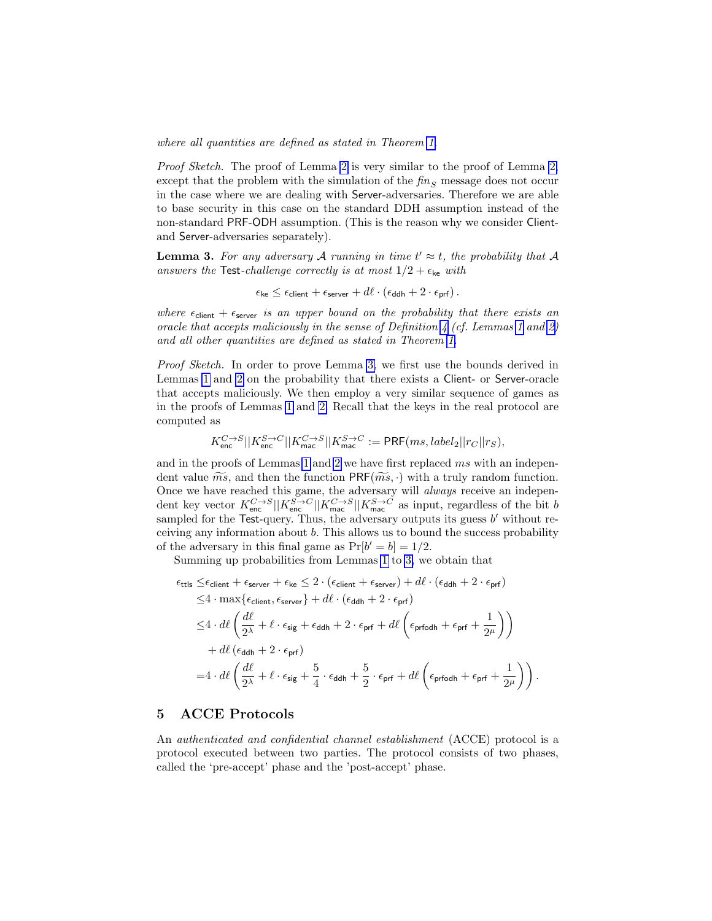*where all quantities are defined as stated in Theorem 1.*

*Proof Sketch.* The proof of Lemma 2 is very similar to the proof of Lemma 2, except that the problem with the simulation of the $fin_S$ message does not occur in the case where we are dealing with Server-adversaries. Therefore we are able to base security in this case on the standard DDH assumption instead of the non-standard PRF-ODH assumption. (This is the reason why we consider Client- and Server-adversaries separately).

**Lemma 3.** *For any adversary $\mathcal{A}$ running in time $t' \approx t$, the probability that $\mathcal{A}$ answers the Test-challenge correctly is at most $1/2 + \epsilon_{\mathsf{ke}}$ with*

$$\epsilon_{\mathsf{ke}} \leq \epsilon_{\mathsf{client}} + \epsilon_{\mathsf{server}} + d\ell \cdot (\epsilon_{\mathsf{ddh}} + 2 \cdot \epsilon_{\mathsf{prf}}).$$

*where $\epsilon_{\mathsf{client}} + \epsilon_{\mathsf{server}}$ is an upper bound on the probability that there exists an oracle that accepts maliciously in the sense of Definition 4 (cf. Lemmas 1 and 2) and all other quantities are defined as stated in Theorem 1.*

*Proof Sketch.* In order to prove Lemma 3, we first use the bounds derived in Lemmas 1 and 2 on the probability that there exists a Client- or Server-oracle that accepts maliciously. We then employ a very similar sequence of games as in the proofs of Lemmas 1 and 2. Recall that the keys in the real protocol are computed as

$$K_{\mathsf{enc}}^{C \to S} || K_{\mathsf{enc}}^{S \to C} || K_{\mathsf{mac}}^{C \to S} || K_{\mathsf{mac}}^{S \to C} := \mathsf{PRF}(ms, label_2 || r_C || r_S),$$

and in the proofs of Lemmas 1 and 2 we have first replaced $ms$ with an independent value $\widetilde{ms}$, and then the function $\mathsf{PRF}(\widetilde{ms}, \cdot)$ with a truly random function. Once we have reached this game, the adversary will *always* receive an independent key vector $K_{\mathsf{enc}}^{C \to S} || K_{\mathsf{enc}}^{S \to C} || K_{\mathsf{mac}}^{C \to S} || K_{\mathsf{mac}}^{S \to C}$ as input, regardless of the bit $b$ sampled for the Test-query. Thus, the adversary outputs its guess $b'$ without receiving any information about $b$. This allows us to bound the success probability of the adversary in this final game as $\Pr[b' = b] = 1/2$.

Summing up probabilities from Lemmas 1 to 3, we obtain that

$$
\begin{aligned}
\epsilon_{\mathsf{ttls}} \leq & \epsilon_{\mathsf{client}} + \epsilon_{\mathsf{server}} + \epsilon_{\mathsf{ke}} \leq 2 \cdot (\epsilon_{\mathsf{client}} + \epsilon_{\mathsf{server}}) + d\ell \cdot (\epsilon_{\mathsf{ddh}} + 2 \cdot \epsilon_{\mathsf{prf}}) \\
\leq & 4 \cdot \max\{\epsilon_{\mathsf{client}}, \epsilon_{\mathsf{server}}\} + d\ell \cdot (\epsilon_{\mathsf{ddh}} + 2 \cdot \epsilon_{\mathsf{prf}}) \\
\leq & 4 \cdot d\ell \left( \frac{d\ell}{2^\lambda} + \ell \cdot \epsilon_{\mathsf{sig}} + \epsilon_{\mathsf{ddh}} + 2 \cdot \epsilon_{\mathsf{prf}} + d\ell \left( \epsilon_{\mathsf{prfodh}} + \epsilon_{\mathsf{prf}} + \frac{1}{2^\mu} \right) \right) \\
& + d\ell \left( \epsilon_{\mathsf{ddh}} + 2 \cdot \epsilon_{\mathsf{prf}} \right) \\
= & 4 \cdot d\ell \left( \frac{d\ell}{2^\lambda} + \ell \cdot \epsilon_{\mathsf{sig}} + \frac{5}{4} \cdot \epsilon_{\mathsf{ddh}} + \frac{5}{2} \cdot \epsilon_{\mathsf{prf}} + d\ell \left( \epsilon_{\mathsf{prfodh}} + \epsilon_{\mathsf{prf}} + \frac{1}{2^\mu} \right) \right).
\end{aligned}
$$

## 5 ACCE Protocols

An *authenticated and confidential channel establishment* (ACCE) protocol is a protocol executed between two parties. The protocol consists of two phases, called the 'pre-accept' phase and the 'post-accept' phase.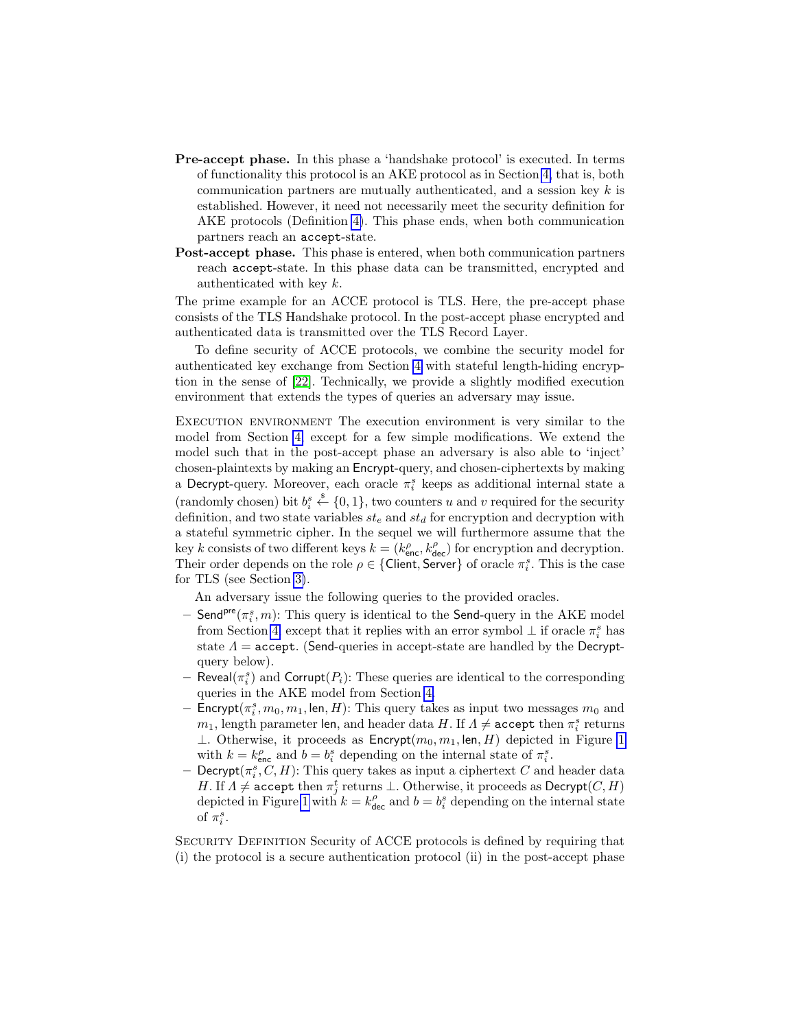**Pre-accept phase.** In this phase a 'handshake protocol' is executed. In terms of functionality this protocol is an AKE protocol as in Section 4, that is, both communication partners are mutually authenticated, and a session key $k$ is established. However, it need not necessarily meet the security definition for AKE protocols (Definition 4). This phase ends, when both communication partners reach an `accept`-state.

**Post-accept phase.** This phase is entered, when both communication partners reach `accept`-state. In this phase data can be transmitted, encrypted and authenticated with key $k$.

The prime example for an ACCE protocol is TLS. Here, the pre-accept phase consists of the TLS Handshake protocol. In the post-accept phase encrypted and authenticated data is transmitted over the TLS Record Layer.

To define security of ACCE protocols, we combine the security model for authenticated key exchange from Section 4 with stateful length-hiding encryption in the sense of [22]. Technically, we provide a slightly modified execution environment that extends the types of queries an adversary may issue.

Execution environment The execution environment is very similar to the model from Section 4, except for a few simple modifications. We extend the model such that in the post-accept phase an adversary is also able to 'inject' chosen-plaintexts by making an $\mathsf{Encrypt}$-query, and chosen-ciphertexts by making a $\mathsf{Decrypt}$-query. Moreover, each oracle $\pi_i^s$ keeps as additional internal state a (randomly chosen) bit $b_i^s \xleftarrow{\$} \{0,1\}$, two counters $u$ and $v$ required for the security definition, and two state variables $st_e$ and $st_d$ for encryption and decryption with a stateful symmetric cipher. In the sequel we will furthermore assume that the key $k$ consists of two different keys $k = (k^{\rho}_{\mathsf{enc}}, k^{\rho}_{\mathsf{dec}})$ for encryption and decryption. Their order depends on the role $\rho \in \{\mathsf{Client}, \mathsf{Server}\}$ of oracle $\pi_i^s$. This is the case for TLS (see Section 3).

An adversary issue the following queries to the provided oracles.

- $\mathsf{Send}^{\mathsf{pre}}(\pi_i^s, m)$: This query is identical to the $\mathsf{Send}$-query in the AKE model from Section 4, except that it replies with an error symbol $\perp$ if oracle $\pi_i^s$ has state $\Lambda = \mathtt{accept}$. ($\mathsf{Send}$-queries in accept-state are handled by the $\mathsf{Decrypt}$-query below).
- $\mathsf{Reveal}(\pi_i^s)$ and $\mathsf{Corrupt}(P_i)$: These queries are identical to the corresponding queries in the AKE model from Section 4.
- $\mathsf{Encrypt}(\pi_i^s, m_0, m_1, \mathsf{len}, H)$: This query takes as input two messages $m_0$ and $m_1$, length parameter $\mathsf{len}$, and header data $H$. If $\Lambda \neq \mathtt{accept}$ then $\pi_i^s$ returns $\perp$. Otherwise, it proceeds as $\mathsf{Encrypt}(m_0, m_1, \mathsf{len}, H)$ depicted in Figure 1 with $k = k^{\rho}_{\mathsf{enc}}$ and $b = b_i^s$ depending on the internal state of $\pi_i^s$.
- $\mathsf{Decrypt}(\pi_i^s, C, H)$: This query takes as input a ciphertext $C$ and header data $H$. If $\Lambda \neq \mathtt{accept}$ then $\pi_j^t$ returns $\perp$. Otherwise, it proceeds as $\mathsf{Decrypt}(C, H)$ depicted in Figure 1 with $k = k^{\rho}_{\mathsf{dec}}$ and $b = b_i^s$ depending on the internal state of $\pi_i^s$.

Security Definition Security of ACCE protocols is defined by requiring that (i) the protocol is a secure authentication protocol (ii) in the post-accept phase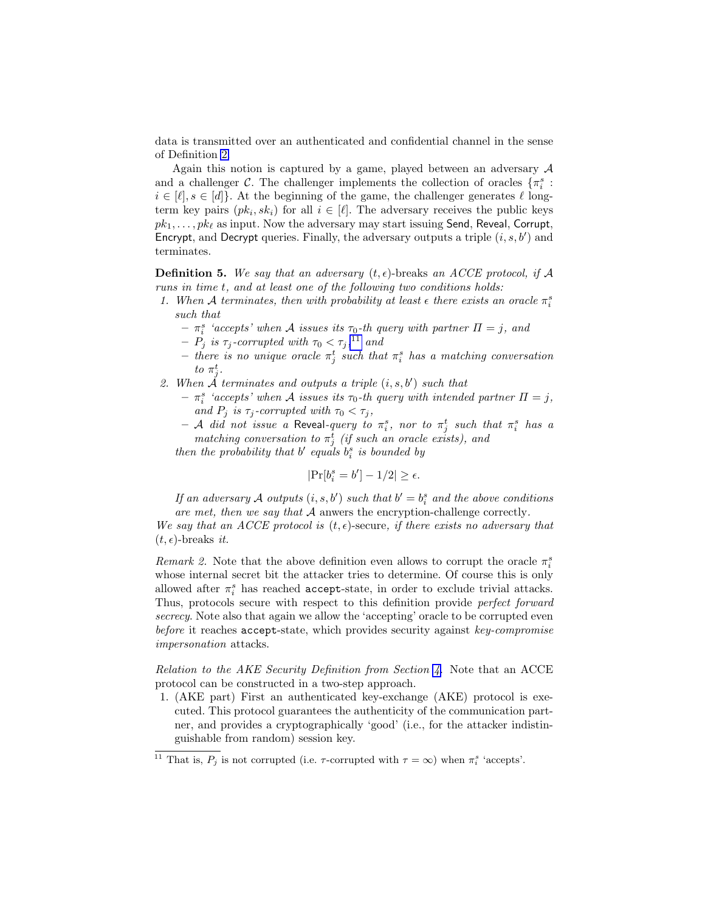data is transmitted over an authenticated and confidential channel in the sense of Definition 2.

Again this notion is captured by a game, played between an adversary $\mathcal{A}$ and a challenger $\mathcal{C}$. The challenger implements the collection of oracles $\{\pi_i^s : i \in [\ell], s \in [d]\}$. At the beginning of the game, the challenger generates $\ell$ long-term key pairs $(pk_i, sk_i)$ for all $i \in [\ell]$. The adversary receives the public keys $pk_1, \ldots, pk_\ell$ as input. Now the adversary may start issuing Send, Reveal, Corrupt, Encrypt, and Decrypt queries. Finally, the adversary outputs a triple $(i, s, b')$ and terminates.

**Definition 5.** *We say that an adversary $(t, \epsilon)$-breaks an ACCE protocol, if $\mathcal{A}$ runs in time $t$, and at least one of the following two conditions holds:*

1. *When $\mathcal{A}$ terminates, then with probability at least $\epsilon$ there exists an oracle $\pi_i^s$ such that*
   - *$\pi_i^s$ 'accepts' when $\mathcal{A}$ issues its $\tau_0$-th query with partner $\Pi = j$, and*
   - *$P_j$ is $\tau_j$-corrupted with $\tau_0 < \tau_j$,*[11] *and*
   - *there is no unique oracle $\pi_j^t$ such that $\pi_i^s$ has a matching conversation to $\pi_j^t$.*
2. *When $\mathcal{A}$ terminates and outputs a triple $(i, s, b')$ such that*
   - *$\pi_i^s$ 'accepts' when $\mathcal{A}$ issues its $\tau_0$-th query with intended partner $\Pi = j$, and $P_j$ is $\tau_j$-corrupted with $\tau_0 < \tau_j$,*
   - *$\mathcal{A}$ did not issue a* Reveal*-query to $\pi_i^s$, nor to $\pi_j^t$ such that $\pi_i^s$ has a matching conversation to $\pi_j^t$ (if such an oracle exists), and*

   *then the probability that $b'$ equals $b_i^s$ is bounded by*

$$|\Pr[b_i^s = b'] - 1/2| \geq \epsilon.$$

*If an adversary $\mathcal{A}$ outputs $(i, s, b')$ such that $b' = b_i^s$ and the above conditions are met, then we say that $\mathcal{A}$ anwers the encryption-challenge correctly.*

*We say that an ACCE protocol is $(t, \epsilon)$-secure, if there exists no adversary that $(t, \epsilon)$-breaks it.*

*Remark 2.* Note that the above definition even allows to corrupt the oracle $\pi_i^s$ whose internal secret bit the attacker tries to determine. Of course this is only allowed after $\pi_i^s$ has reached `accept`-state, in order to exclude trivial attacks. Thus, protocols secure with respect to this definition provide *perfect forward secrecy*. Note also that again we allow the 'accepting' oracle to be corrupted even *before* it reaches `accept`-state, which provides security against *key-compromise impersonation* attacks.

*Relation to the AKE Security Definition from Section 4.* Note that an ACCE protocol can be constructed in a two-step approach.

1. (AKE part) First an authenticated key-exchange (AKE) protocol is executed. This protocol guarantees the authenticity of the communication partner, and provides a cryptographically 'good' (i.e., for the attacker indistinguishable from random) session key.

---

[11] That is, $P_j$ is not corrupted (i.e. $\tau$-corrupted with $\tau = \infty$) when $\pi_i^s$ 'accepts'.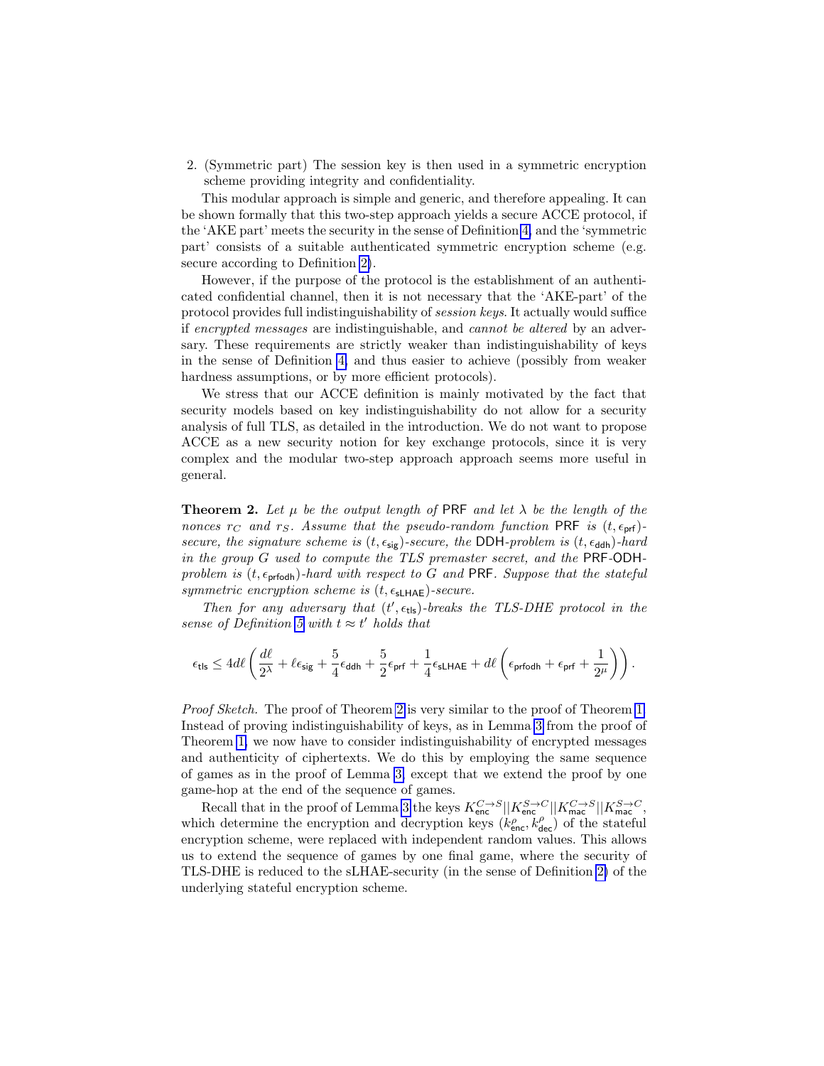2. (Symmetric part) The session key is then used in a symmetric encryption scheme providing integrity and confidentiality.

This modular approach is simple and generic, and therefore appealing. It can be shown formally that this two-step approach yields a secure ACCE protocol, if the 'AKE part' meets the security in the sense of Definition 4, and the 'symmetric part' consists of a suitable authenticated symmetric encryption scheme (e.g. secure according to Definition 2).

However, if the purpose of the protocol is the establishment of an authenticated confidential channel, then it is not necessary that the 'AKE-part' of the protocol provides full indistinguishability of *session keys*. It actually would suffice if *encrypted messages* are indistinguishable, and *cannot be altered* by an adversary. These requirements are strictly weaker than indistinguishability of keys in the sense of Definition 4, and thus easier to achieve (possibly from weaker hardness assumptions, or by more efficient protocols).

We stress that our ACCE definition is mainly motivated by the fact that security models based on key indistinguishability do not allow for a security analysis of full TLS, as detailed in the introduction. We do not want to propose ACCE as a new security notion for key exchange protocols, since it is very complex and the modular two-step approach approach seems more useful in general.

**Theorem 2.** *Let $\mu$ be the output length of* PRF *and let $\lambda$ be the length of the nonces $r_C$ and $r_S$. Assume that the pseudo-random function* PRF *is $(t, \epsilon_{\mathsf{prf}})$-secure, the signature scheme is $(t, \epsilon_{\mathsf{sig}})$-secure, the* DDH*-problem is $(t, \epsilon_{\mathsf{ddh}})$-hard in the group $G$ used to compute the TLS premaster secret, and the* PRF-ODH*-problem is $(t, \epsilon_{\mathsf{prfodh}})$-hard with respect to $G$ and* PRF*. Suppose that the stateful symmetric encryption scheme is $(t, \epsilon_{\mathsf{sLHAE}})$-secure.*

*Then for any adversary that $(t', \epsilon_{\mathsf{tls}})$-breaks the TLS-DHE protocol in the sense of Definition 5 with $t \approx t'$ holds that*

$$\epsilon_{\mathsf{tls}} \leq 4d\ell \left( \frac{d\ell}{2^\lambda} + \ell\epsilon_{\mathsf{sig}} + \frac{5}{4}\epsilon_{\mathsf{ddh}} + \frac{5}{2}\epsilon_{\mathsf{prf}} + \frac{1}{4}\epsilon_{\mathsf{sLHAE}} + d\ell \left( \epsilon_{\mathsf{prfodh}} + \epsilon_{\mathsf{prf}} + \frac{1}{2^\mu} \right) \right).$$

*Proof Sketch.* The proof of Theorem 2 is very similar to the proof of Theorem 1. Instead of proving indistinguishability of keys, as in Lemma 3 from the proof of Theorem 1, we now have to consider indistinguishability of encrypted messages and authenticity of ciphertexts. We do this by employing the same sequence of games as in the proof of Lemma 3, except that we extend the proof by one game-hop at the end of the sequence of games.

Recall that in the proof of Lemma 3 the keys $K_{\mathsf{enc}}^{C \to S} || K_{\mathsf{enc}}^{S \to C} || K_{\mathsf{mac}}^{C \to S} || K_{\mathsf{mac}}^{S \to C}$, which determine the encryption and decryption keys $(k_{\mathsf{enc}}^{\rho}, k_{\mathsf{dec}}^{\rho})$ of the stateful encryption scheme, were replaced with independent random values. This allows us to extend the sequence of games by one final game, where the security of TLS-DHE is reduced to the sLHAE-security (in the sense of Definition 2) of the underlying stateful encryption scheme.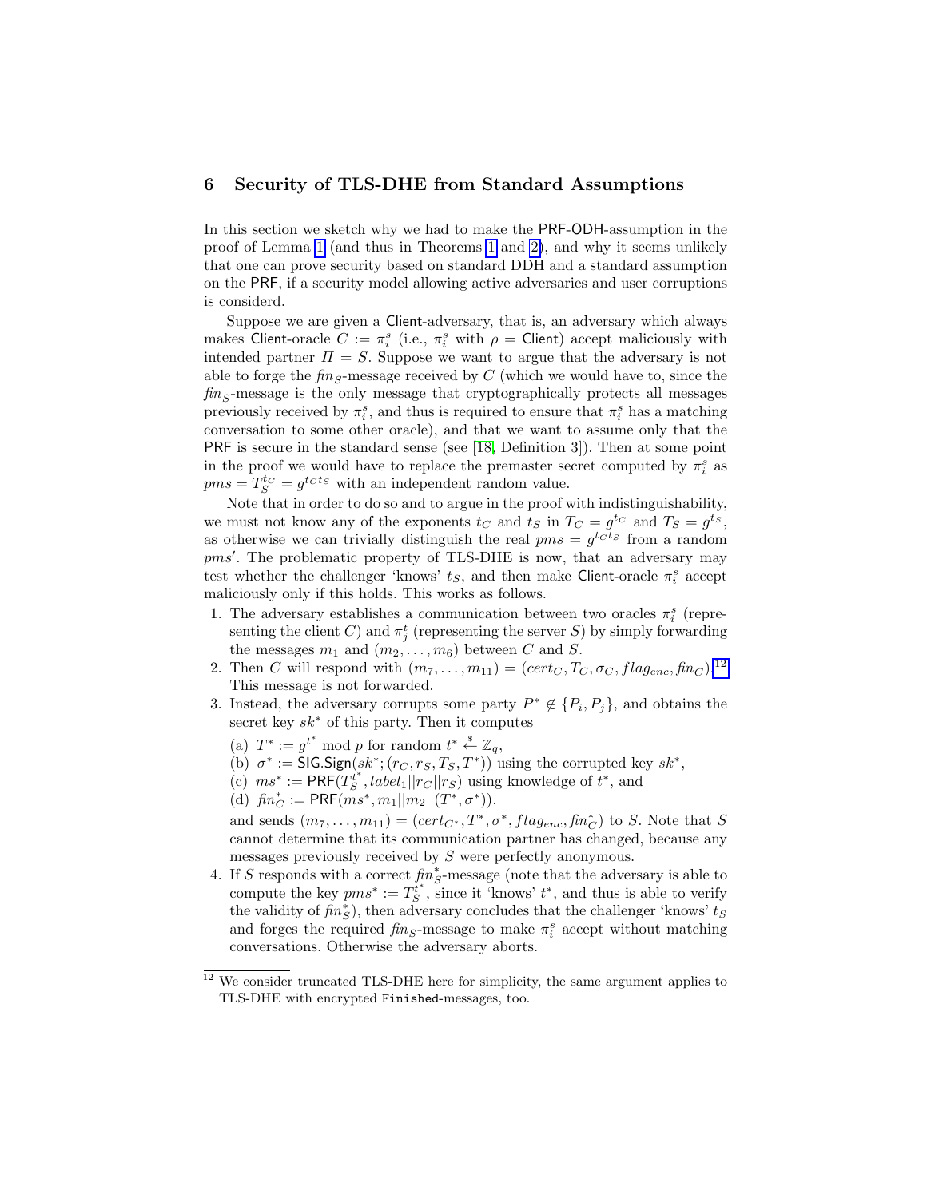## 6 Security of TLS-DHE from Standard Assumptions

In this section we sketch why we had to make the PRF-ODH-assumption in the proof of Lemma 1 (and thus in Theorems 1 and 2), and why it seems unlikely that one can prove security based on standard DDH and a standard assumption on the PRF, if a security model allowing active adversaries and user corruptions is considerd.

Suppose we are given a Client-adversary, that is, an adversary which always makes Client-oracle $C := \pi_i^s$ (i.e., $\pi_i^s$ with $\rho = \mathsf{Client}$) accept maliciously with intended partner $\Pi = S$. Suppose we want to argue that the adversary is not able to forge the $\mathit{fin}_S$-message received by $C$ (which we would have to, since the $\mathit{fin}_S$-message is the only message that cryptographically protects all messages previously received by $\pi_i^s$, and thus is required to ensure that $\pi_i^s$ has a matching conversation to some other oracle), and that we want to assume only that the PRF is secure in the standard sense (see [18, Definition 3]). Then at some point in the proof we would have to replace the premaster secret computed by $\pi_i^s$ as $pms = T_S^{t_C} = g^{t_C t_S}$ with an independent random value.

Note that in order to do so and to argue in the proof with indistinguishability, we must not know any of the exponents $t_C$ and $t_S$ in $T_C = g^{t_C}$ and $T_S = g^{t_S}$, as otherwise we can trivially distinguish the real $pms = g^{t_C t_S}$ from a random $pms'$. The problematic property of TLS-DHE is now, that an adversary may test whether the challenger 'knows' $t_S$, and then make Client-oracle $\pi_i^s$ accept maliciously only if this holds. This works as follows.

1. The adversary establishes a communication between two oracles $\pi_i^s$ (representing the client $C$) and $\pi_j^t$ (representing the server $S$) by simply forwarding the messages $m_1$ and $(m_2, \ldots, m_6)$ between $C$ and $S$.
2. Then $C$ will respond with $(m_7, \ldots, m_{11}) = (cert_C, T_C, \sigma_C, flag_{enc}, \mathit{fin}_C)$.[12] This message is not forwarded.
3. Instead, the adversary corrupts some party $P^* \notin \{P_i, P_j\}$, and obtains the secret key $sk^*$ of this party. Then it computes
   (a) $T^* := g^{t^*} \bmod p$ for random $t^* \xleftarrow{\$} \mathbb{Z}_q$,
   (b) $\sigma^* := \mathsf{SIG.Sign}(sk^*; (r_C, r_S, T_S, T^*))$ using the corrupted key $sk^*$,
   (c) $ms^* := \mathsf{PRF}(T_S^{t^*}, label_1 || r_C || r_S)$ using knowledge of $t^*$, and
   (d) $\mathit{fin}_C^* := \mathsf{PRF}(ms^*, m_1 || m_2 || (T^*, \sigma^*))$.

   and sends $(m_7, \ldots, m_{11}) = (cert_{C^*}, T^*, \sigma^*, flag_{enc}, \mathit{fin}_C^*)$ to $S$. Note that $S$ cannot determine that its communication partner has changed, because any messages previously received by $S$ were perfectly anonymous.
4. If $S$ responds with a correct $\mathit{fin}_S^*$-message (note that the adversary is able to compute the key $pms^* := T_S^{t^*}$, since it 'knows' $t^*$, and thus is able to verify the validity of $\mathit{fin}_S^*$), then adversary concludes that the challenger 'knows' $t_S$ and forges the required $\mathit{fin}_S$-message to make $\pi_i^s$ accept without matching conversations. Otherwise the adversary aborts.

[12] We consider truncated TLS-DHE here for simplicity, the same argument applies to TLS-DHE with encrypted `Finished`-messages, too.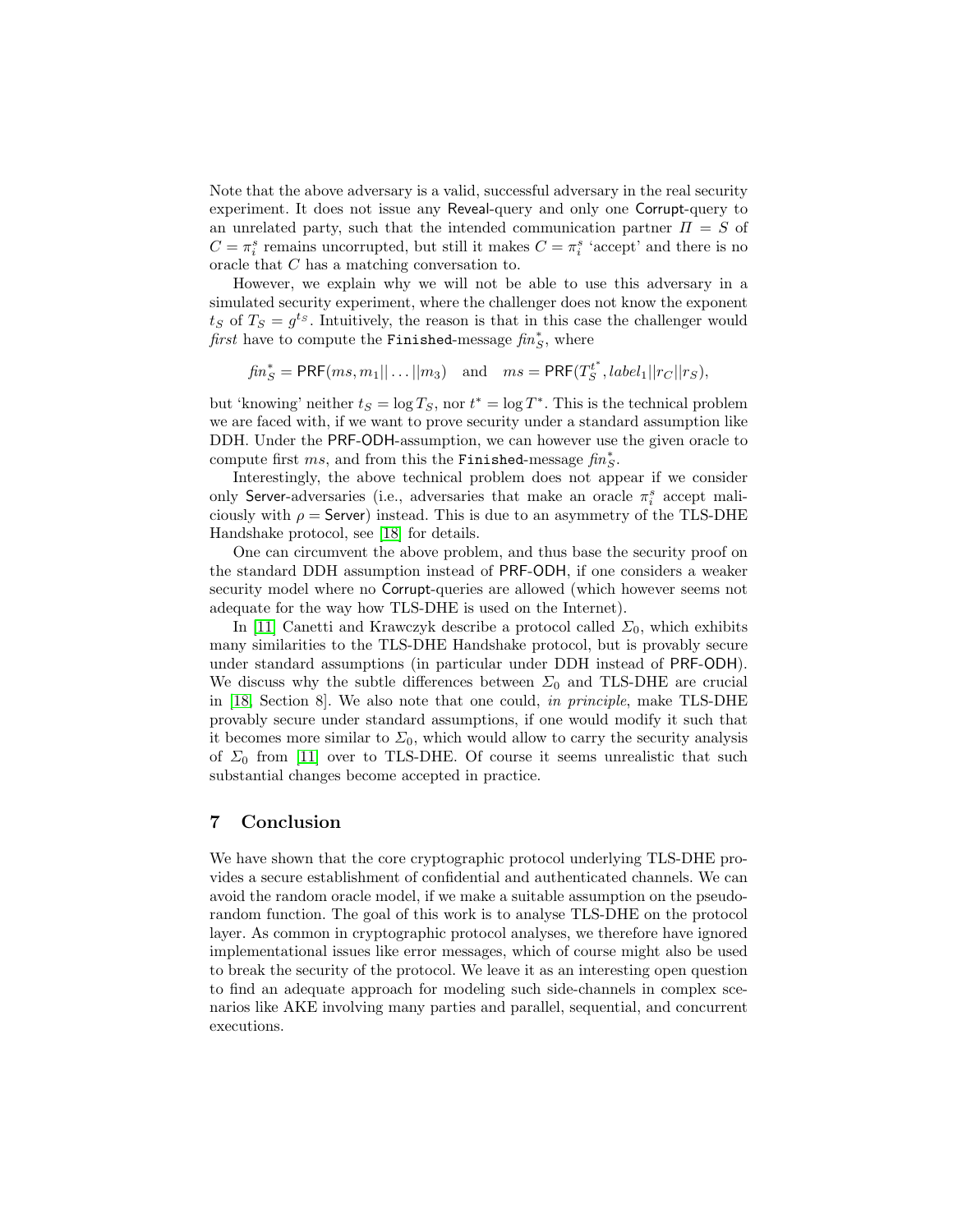Note that the above adversary is a valid, successful adversary in the real security experiment. It does not issue any Reveal-query and only one Corrupt-query to an unrelated party, such that the intended communication partner $\Pi = S$ of $C = \pi_i^s$ remains uncorrupted, but still it makes $C = \pi_i^s$ 'accept' and there is no oracle that $C$ has a matching conversation to.

However, we explain why we will not be able to use this adversary in a simulated security experiment, where the challenger does not know the exponent $t_S$ of $T_S = g^{t_S}$. Intuitively, the reason is that in this case the challenger would *first* have to compute the `Finished`-message $fin_S^*$, where

$$fin_S^* = \mathsf{PRF}(ms, m_1||\ldots||m_3) \quad \text{and} \quad ms = \mathsf{PRF}(T_S^{t^*}, label_1||r_C||r_S),$$

but 'knowing' neither $t_S = \log T_S$, nor $t^* = \log T^*$. This is the technical problem we are faced with, if we want to prove security under a standard assumption like DDH. Under the PRF-ODH-assumption, we can however use the given oracle to compute first $ms$, and from this the `Finished`-message $fin_S^*$.

Interestingly, the above technical problem does not appear if we consider only Server-adversaries (i.e., adversaries that make an oracle $\pi_i^s$ accept maliciously with $\rho = \mathsf{Server}$) instead. This is due to an asymmetry of the TLS-DHE Handshake protocol, see [18] for details.

One can circumvent the above problem, and thus base the security proof on the standard DDH assumption instead of PRF-ODH, if one considers a weaker security model where no Corrupt-queries are allowed (which however seems not adequate for the way how TLS-DHE is used on the Internet).

In [11] Canetti and Krawczyk describe a protocol called $\Sigma_0$, which exhibits many similarities to the TLS-DHE Handshake protocol, but is provably secure under standard assumptions (in particular under DDH instead of PRF-ODH). We discuss why the subtle differences between $\Sigma_0$ and TLS-DHE are crucial in [18, Section 8]. We also note that one could, *in principle*, make TLS-DHE provably secure under standard assumptions, if one would modify it such that it becomes more similar to $\Sigma_0$, which would allow to carry the security analysis of $\Sigma_0$ from [11] over to TLS-DHE. Of course it seems unrealistic that such substantial changes become accepted in practice.

## 7 Conclusion

We have shown that the core cryptographic protocol underlying TLS-DHE provides a secure establishment of confidential and authenticated channels. We can avoid the random oracle model, if we make a suitable assumption on the pseudo-random function. The goal of this work is to analyse TLS-DHE on the protocol layer. As common in cryptographic protocol analyses, we therefore have ignored implementational issues like error messages, which of course might also be used to break the security of the protocol. We leave it as an interesting open question to find an adequate approach for modeling such side-channels in complex scenarios like AKE involving many parties and parallel, sequential, and concurrent executions.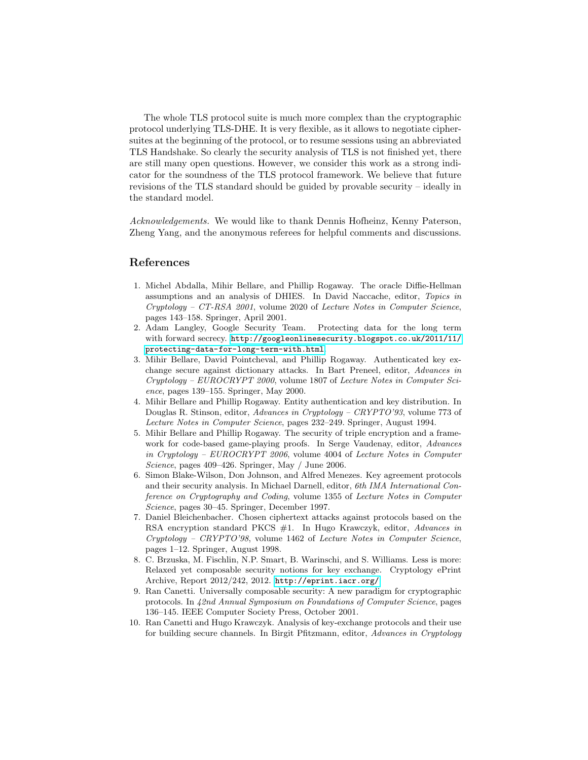The whole TLS protocol suite is much more complex than the cryptographic protocol underlying TLS-DHE. It is very flexible, as it allows to negotiate ciphersuites at the beginning of the protocol, or to resume sessions using an abbreviated TLS Handshake. So clearly the security analysis of TLS is not finished yet, there are still many open questions. However, we consider this work as a strong indicator for the soundness of the TLS protocol framework. We believe that future revisions of the TLS standard should be guided by provable security – ideally in the standard model.

*Acknowledgements.* We would like to thank Dennis Hofheinz, Kenny Paterson, Zheng Yang, and the anonymous referees for helpful comments and discussions.

## References

1. Michel Abdalla, Mihir Bellare, and Phillip Rogaway. The oracle Diffie-Hellman assumptions and an analysis of DHIES. In David Naccache, editor, *Topics in Cryptology – CT-RSA 2001*, volume 2020 of *Lecture Notes in Computer Science*, pages 143–158. Springer, April 2001.
2. Adam Langley, Google Security Team. Protecting data for the long term with forward secrecy. http://googleonlinesecurity.blogspot.co.uk/2011/11/protecting-data-for-long-term-with.html.
3. Mihir Bellare, David Pointcheval, and Phillip Rogaway. Authenticated key exchange secure against dictionary attacks. In Bart Preneel, editor, *Advances in Cryptology – EUROCRYPT 2000*, volume 1807 of *Lecture Notes in Computer Science*, pages 139–155. Springer, May 2000.
4. Mihir Bellare and Phillip Rogaway. Entity authentication and key distribution. In Douglas R. Stinson, editor, *Advances in Cryptology – CRYPTO'93*, volume 773 of *Lecture Notes in Computer Science*, pages 232–249. Springer, August 1994.
5. Mihir Bellare and Phillip Rogaway. The security of triple encryption and a framework for code-based game-playing proofs. In Serge Vaudenay, editor, *Advances in Cryptology – EUROCRYPT 2006*, volume 4004 of *Lecture Notes in Computer Science*, pages 409–426. Springer, May / June 2006.
6. Simon Blake-Wilson, Don Johnson, and Alfred Menezes. Key agreement protocols and their security analysis. In Michael Darnell, editor, *6th IMA International Conference on Cryptography and Coding*, volume 1355 of *Lecture Notes in Computer Science*, pages 30–45. Springer, December 1997.
7. Daniel Bleichenbacher. Chosen ciphertext attacks against protocols based on the RSA encryption standard PKCS #1. In Hugo Krawczyk, editor, *Advances in Cryptology – CRYPTO'98*, volume 1462 of *Lecture Notes in Computer Science*, pages 1–12. Springer, August 1998.
8. C. Brzuska, M. Fischlin, N.P. Smart, B. Warinschi, and S. Williams. Less is more: Relaxed yet composable security notions for key exchange. Cryptology ePrint Archive, Report 2012/242, 2012. http://eprint.iacr.org/.
9. Ran Canetti. Universally composable security: A new paradigm for cryptographic protocols. In *42nd Annual Symposium on Foundations of Computer Science*, pages 136–145. IEEE Computer Society Press, October 2001.
10. Ran Canetti and Hugo Krawczyk. Analysis of key-exchange protocols and their use for building secure channels. In Birgit Pfitzmann, editor, *Advances in Cryptology*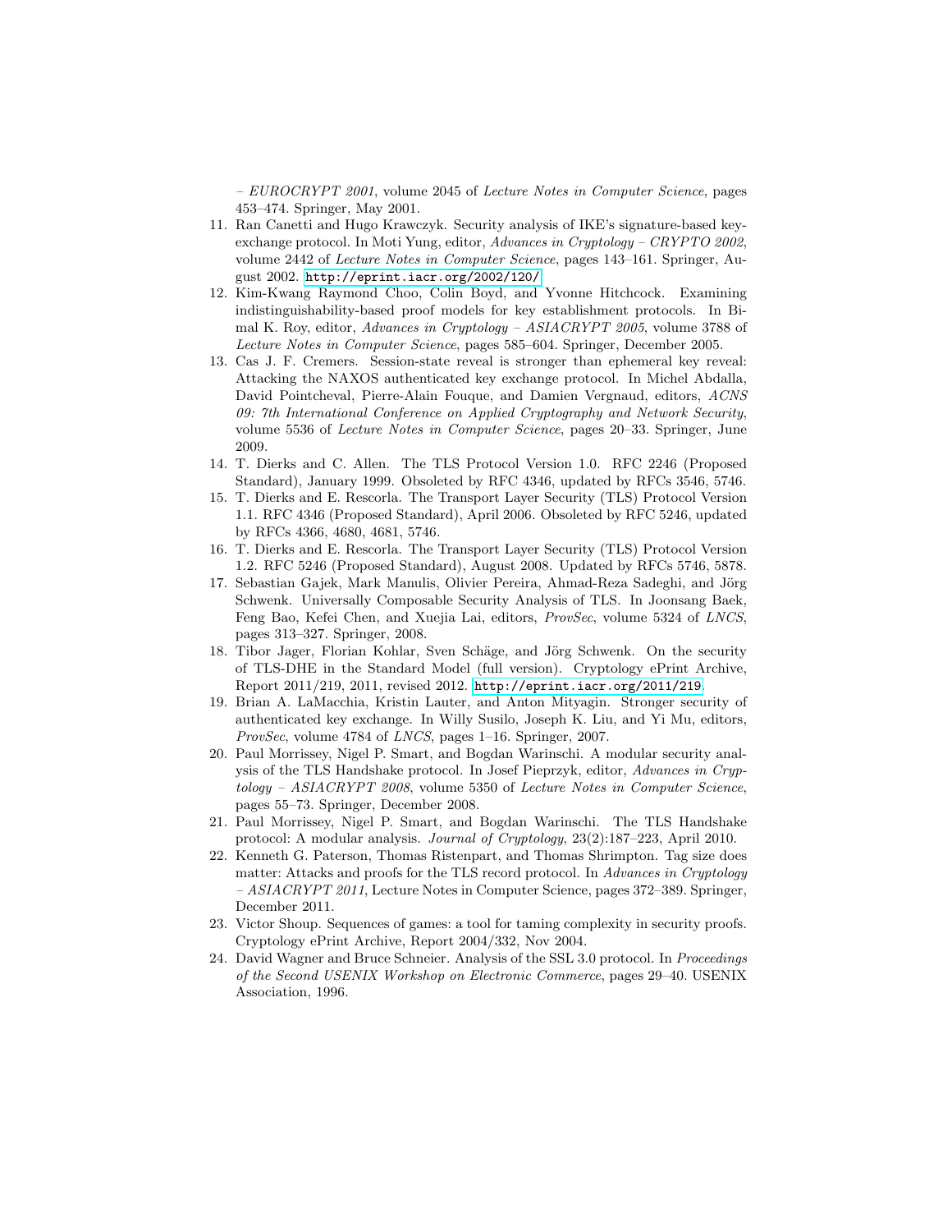– *EUROCRYPT 2001*, volume 2045 of *Lecture Notes in Computer Science*, pages 453–474. Springer, May 2001.

11. Ran Canetti and Hugo Krawczyk. Security analysis of IKE's signature-based key-exchange protocol. In Moti Yung, editor, *Advances in Cryptology – CRYPTO 2002*, volume 2442 of *Lecture Notes in Computer Science*, pages 143–161. Springer, August 2002. `http://eprint.iacr.org/2002/120/`
12. Kim-Kwang Raymond Choo, Colin Boyd, and Yvonne Hitchcock. Examining indistinguishability-based proof models for key establishment protocols. In Bimal K. Roy, editor, *Advances in Cryptology – ASIACRYPT 2005*, volume 3788 of *Lecture Notes in Computer Science*, pages 585–604. Springer, December 2005.
13. Cas J. F. Cremers. Session-state reveal is stronger than ephemeral key reveal: Attacking the NAXOS authenticated key exchange protocol. In Michel Abdalla, David Pointcheval, Pierre-Alain Fouque, and Damien Vergnaud, editors, *ACNS 09: 7th International Conference on Applied Cryptography and Network Security*, volume 5536 of *Lecture Notes in Computer Science*, pages 20–33. Springer, June 2009.
14. T. Dierks and C. Allen. The TLS Protocol Version 1.0. RFC 2246 (Proposed Standard), January 1999. Obsoleted by RFC 4346, updated by RFCs 3546, 5746.
15. T. Dierks and E. Rescorla. The Transport Layer Security (TLS) Protocol Version 1.1. RFC 4346 (Proposed Standard), April 2006. Obsoleted by RFC 5246, updated by RFCs 4366, 4680, 4681, 5746.
16. T. Dierks and E. Rescorla. The Transport Layer Security (TLS) Protocol Version 1.2. RFC 5246 (Proposed Standard), August 2008. Updated by RFCs 5746, 5878.
17. Sebastian Gajek, Mark Manulis, Olivier Pereira, Ahmad-Reza Sadeghi, and Jörg Schwenk. Universally Composable Security Analysis of TLS. In Joonsang Baek, Feng Bao, Kefei Chen, and Xuejia Lai, editors, *ProvSec*, volume 5324 of *LNCS*, pages 313–327. Springer, 2008.
18. Tibor Jager, Florian Kohlar, Sven Schäge, and Jörg Schwenk. On the security of TLS-DHE in the Standard Model (full version). Cryptology ePrint Archive, Report 2011/219, 2011, revised 2012. `http://eprint.iacr.org/2011/219`.
19. Brian A. LaMacchia, Kristin Lauter, and Anton Mityagin. Stronger security of authenticated key exchange. In Willy Susilo, Joseph K. Liu, and Yi Mu, editors, *ProvSec*, volume 4784 of *LNCS*, pages 1–16. Springer, 2007.
20. Paul Morrissey, Nigel P. Smart, and Bogdan Warinschi. A modular security analysis of the TLS Handshake protocol. In Josef Pieprzyk, editor, *Advances in Cryptology – ASIACRYPT 2008*, volume 5350 of *Lecture Notes in Computer Science*, pages 55–73. Springer, December 2008.
21. Paul Morrissey, Nigel P. Smart, and Bogdan Warinschi. The TLS Handshake protocol: A modular analysis. *Journal of Cryptology*, 23(2):187–223, April 2010.
22. Kenneth G. Paterson, Thomas Ristenpart, and Thomas Shrimpton. Tag size does matter: Attacks and proofs for the TLS record protocol. In *Advances in Cryptology – ASIACRYPT 2011*, Lecture Notes in Computer Science, pages 372–389. Springer, December 2011.
23. Victor Shoup. Sequences of games: a tool for taming complexity in security proofs. Cryptology ePrint Archive, Report 2004/332, Nov 2004.
24. David Wagner and Bruce Schneier. Analysis of the SSL 3.0 protocol. In *Proceedings of the Second USENIX Workshop on Electronic Commerce*, pages 29–40. USENIX Association, 1996.